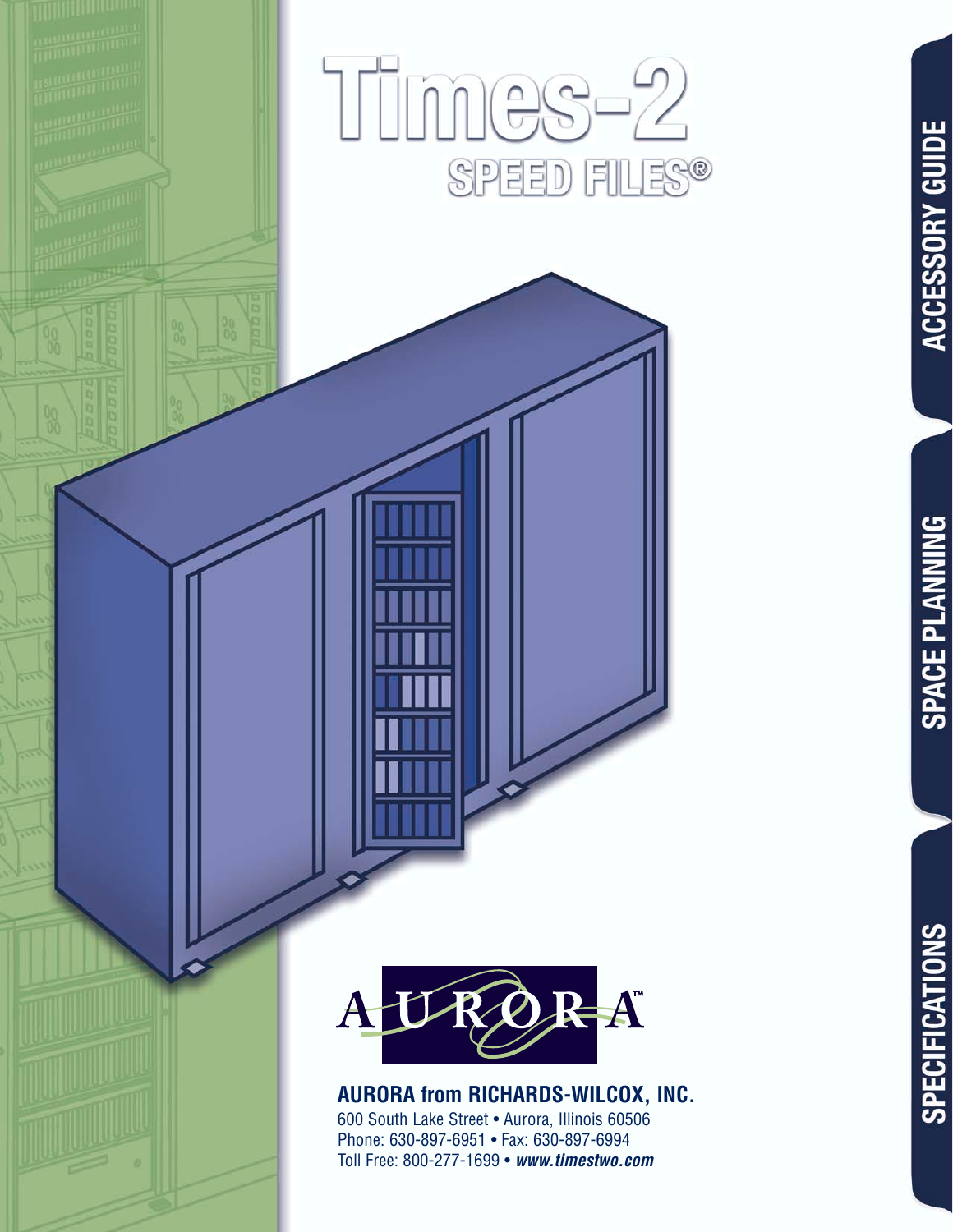# Times-2

## SPEED FILES®

ACCESSORY GUIDE

SPACE PLANNING

SPECIFICATIONS

AURORA™

**AURORA from RICHARDS-WILCOX, INC.**

600 South Lake Street • Aurora, Illinois 60506
Phone: 630-897-6951 • Fax: 630-897-6994
Toll Free: 800-277-1699 • ***www.timestwo.com***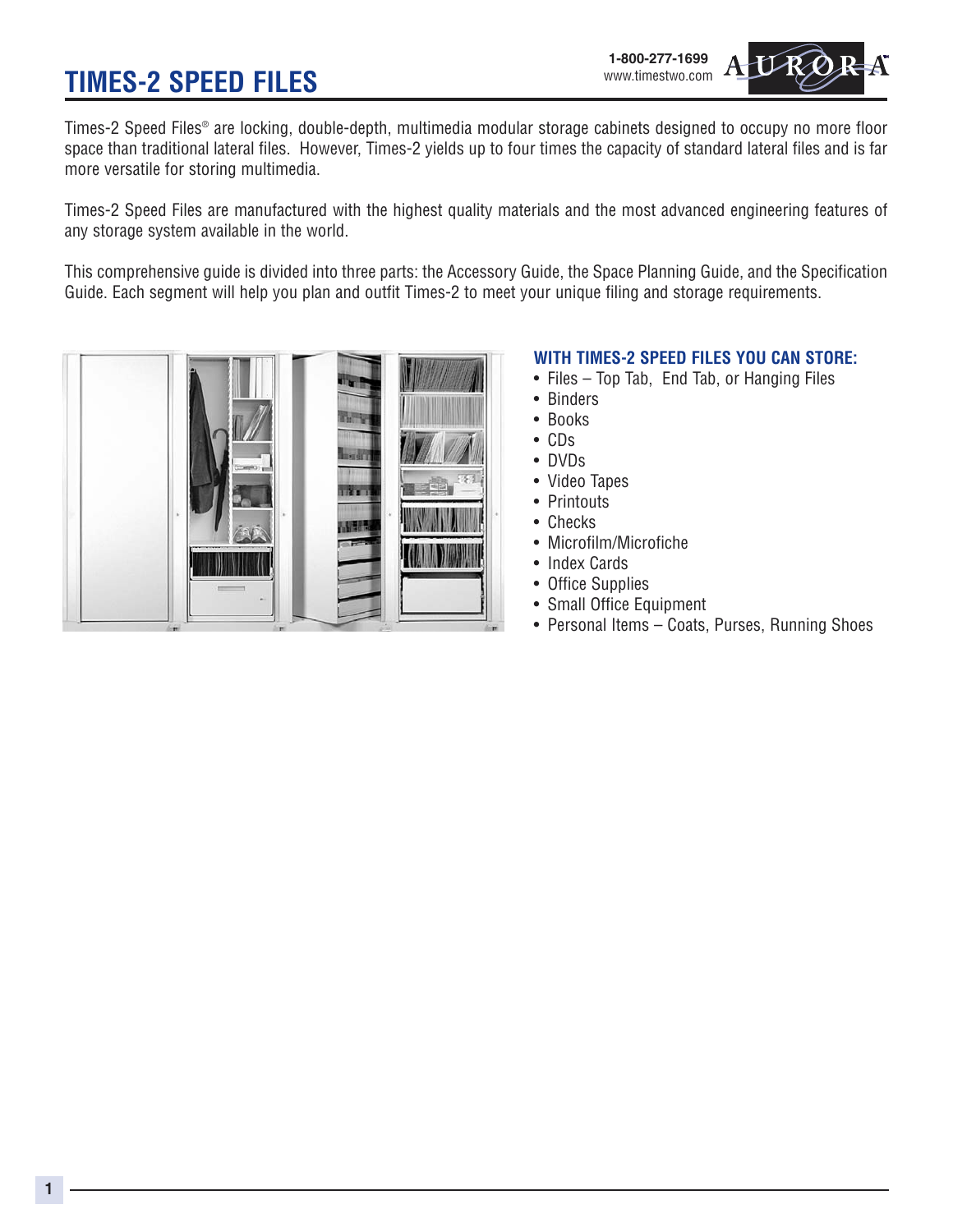# TIMES-2 SPEED FILES

1-800-277-1699
www.timestwo.com

Times-2 Speed Files® are locking, double-depth, multimedia modular storage cabinets designed to occupy no more floor space than traditional lateral files. However, Times-2 yields up to four times the capacity of standard lateral files and is far more versatile for storing multimedia.

Times-2 Speed Files are manufactured with the highest quality materials and the most advanced engineering features of any storage system available in the world.

This comprehensive guide is divided into three parts: the Accessory Guide, the Space Planning Guide, and the Specification Guide. Each segment will help you plan and outfit Times-2 to meet your unique filing and storage requirements.

### WITH TIMES-2 SPEED FILES YOU CAN STORE:

- Files – Top Tab, End Tab, or Hanging Files
- Binders
- Books
- CDs
- DVDs
- Video Tapes
- Printouts
- Checks
- Microfilm/Microfiche
- Index Cards
- Office Supplies
- Small Office Equipment
- Personal Items – Coats, Purses, Running Shoes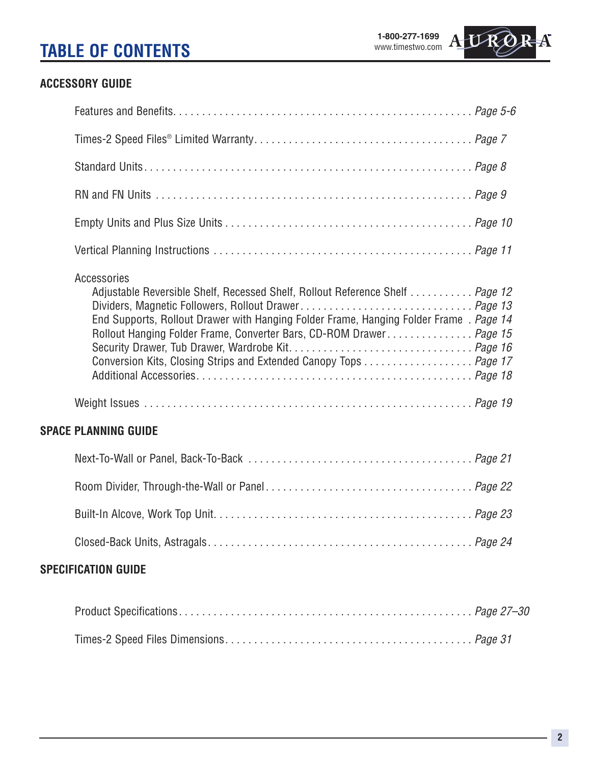# TABLE OF CONTENTS

## ACCESSORY GUIDE

- Features and Benefits. . . . . . . . . . . . . . . . . . . . . . . . . . . . . . . . . . . . . . . . . . . . . . . . . . . *Page 5-6*
- Times-2 Speed Files® Limited Warranty. . . . . . . . . . . . . . . . . . . . . . . . . . . . . . . . . . . . . *Page 7*
- Standard Units. . . . . . . . . . . . . . . . . . . . . . . . . . . . . . . . . . . . . . . . . . . . . . . . . . . . . . . *Page 8*
- RN and FN Units . . . . . . . . . . . . . . . . . . . . . . . . . . . . . . . . . . . . . . . . . . . . . . . . . . . . . *Page 9*
- Empty Units and Plus Size Units . . . . . . . . . . . . . . . . . . . . . . . . . . . . . . . . . . . . . . . . . *Page 10*
- Vertical Planning Instructions . . . . . . . . . . . . . . . . . . . . . . . . . . . . . . . . . . . . . . . . . . . . *Page 11*
- Accessories
  - Adjustable Reversible Shelf, Recessed Shelf, Rollout Reference Shelf . . . . . . . . . . . *Page 12*
  - Dividers, Magnetic Followers, Rollout Drawer. . . . . . . . . . . . . . . . . . . . . . . . . . . . . . *Page 13*
  - End Supports, Rollout Drawer with Hanging Folder Frame, Hanging Folder Frame . *Page 14*
  - Rollout Hanging Folder Frame, Converter Bars, CD-ROM Drawer. . . . . . . . . . . . . . . *Page 15*
  - Security Drawer, Tub Drawer, Wardrobe Kit. . . . . . . . . . . . . . . . . . . . . . . . . . . . . . . *Page 16*
  - Conversion Kits, Closing Strips and Extended Canopy Tops . . . . . . . . . . . . . . . . . . . *Page 17*
  - Additional Accessories. . . . . . . . . . . . . . . . . . . . . . . . . . . . . . . . . . . . . . . . . . . . . . . . *Page 18*
- Weight Issues . . . . . . . . . . . . . . . . . . . . . . . . . . . . . . . . . . . . . . . . . . . . . . . . . . . . . . . *Page 19*

## SPACE PLANNING GUIDE

- Next-To-Wall or Panel, Back-To-Back . . . . . . . . . . . . . . . . . . . . . . . . . . . . . . . . . . . . . . *Page 21*
- Room Divider, Through-the-Wall or Panel. . . . . . . . . . . . . . . . . . . . . . . . . . . . . . . . . . . *Page 22*
- Built-In Alcove, Work Top Unit. . . . . . . . . . . . . . . . . . . . . . . . . . . . . . . . . . . . . . . . . . . . *Page 23*
- Closed-Back Units, Astragals. . . . . . . . . . . . . . . . . . . . . . . . . . . . . . . . . . . . . . . . . . . . . *Page 24*

## SPECIFICATION GUIDE

- Product Specifications. . . . . . . . . . . . . . . . . . . . . . . . . . . . . . . . . . . . . . . . . . . . . . . . . *Page 27–30*
- Times-2 Speed Files Dimensions. . . . . . . . . . . . . . . . . . . . . . . . . . . . . . . . . . . . . . . . . . *Page 31*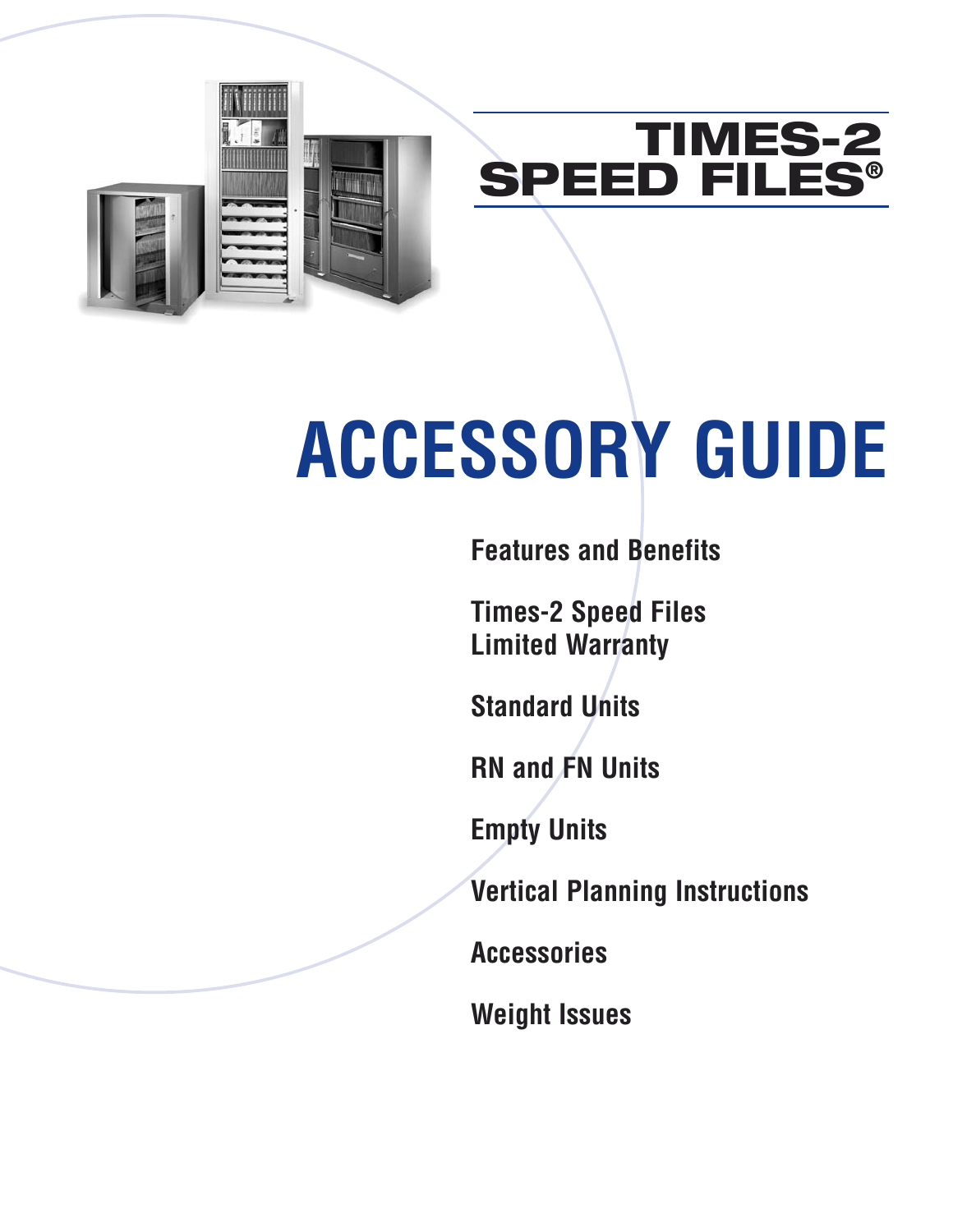# TIMES-2 SPEED FILES®

# ACCESSORY GUIDE

**Features and Benefits**

**Times-2 Speed Files Limited Warranty**

**Standard Units**

**RN and FN Units**

**Empty Units**

**Vertical Planning Instructions**

**Accessories**

**Weight Issues**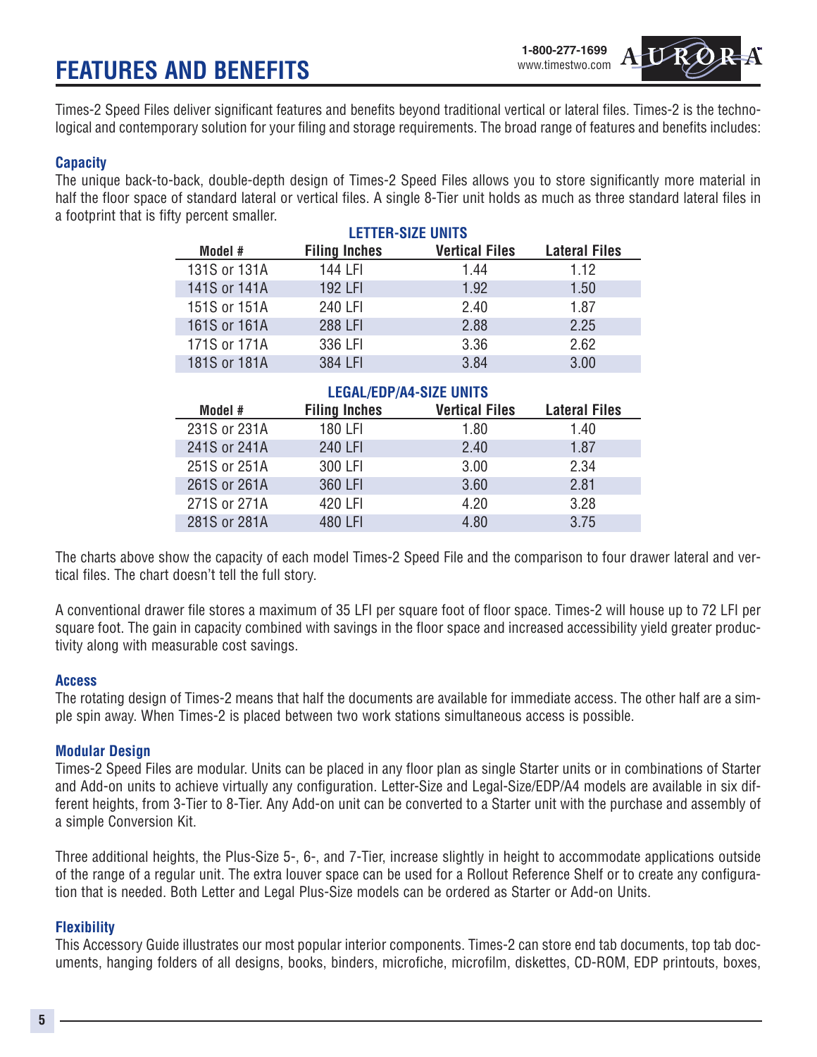# FEATURES AND BENEFITS

Times-2 Speed Files deliver significant features and benefits beyond traditional vertical or lateral files. Times-2 is the technological and contemporary solution for your filing and storage requirements. The broad range of features and benefits includes:

### Capacity

The unique back-to-back, double-depth design of Times-2 Speed Files allows you to store significantly more material in half the floor space of standard lateral or vertical files. A single 8-Tier unit holds as much as three standard lateral files in a footprint that is fifty percent smaller.

**LETTER-SIZE UNITS**

| Model # | Filing Inches | Vertical Files | Lateral Files |
|---|---|---|---|
| 131S or 131A | 144 LFI | 1.44 | 1.12 |
| 141S or 141A | 192 LFI | 1.92 | 1.50 |
| 151S or 151A | 240 LFI | 2.40 | 1.87 |
| 161S or 161A | 288 LFI | 2.88 | 2.25 |
| 171S or 171A | 336 LFI | 3.36 | 2.62 |
| 181S or 181A | 384 LFI | 3.84 | 3.00 |

**LEGAL/EDP/A4-SIZE UNITS**

| Model # | Filing Inches | Vertical Files | Lateral Files |
|---|---|---|---|
| 231S or 231A | 180 LFI | 1.80 | 1.40 |
| 241S or 241A | 240 LFI | 2.40 | 1.87 |
| 251S or 251A | 300 LFI | 3.00 | 2.34 |
| 261S or 261A | 360 LFI | 3.60 | 2.81 |
| 271S or 271A | 420 LFI | 4.20 | 3.28 |
| 281S or 281A | 480 LFI | 4.80 | 3.75 |

The charts above show the capacity of each model Times-2 Speed File and the comparison to four drawer lateral and vertical files. The chart doesn't tell the full story.

A conventional drawer file stores a maximum of 35 LFI per square foot of floor space. Times-2 will house up to 72 LFI per square foot. The gain in capacity combined with savings in the floor space and increased accessibility yield greater productivity along with measurable cost savings.

### Access

The rotating design of Times-2 means that half the documents are available for immediate access. The other half are a simple spin away. When Times-2 is placed between two work stations simultaneous access is possible.

### Modular Design

Times-2 Speed Files are modular. Units can be placed in any floor plan as single Starter units or in combinations of Starter and Add-on units to achieve virtually any configuration. Letter-Size and Legal-Size/EDP/A4 models are available in six different heights, from 3-Tier to 8-Tier. Any Add-on unit can be converted to a Starter unit with the purchase and assembly of a simple Conversion Kit.

Three additional heights, the Plus-Size 5-, 6-, and 7-Tier, increase slightly in height to accommodate applications outside of the range of a regular unit. The extra louver space can be used for a Rollout Reference Shelf or to create any configuration that is needed. Both Letter and Legal Plus-Size models can be ordered as Starter or Add-on Units.

### Flexibility

This Accessory Guide illustrates our most popular interior components. Times-2 can store end tab documents, top tab documents, hanging folders of all designs, books, binders, microfiche, microfilm, diskettes, CD-ROM, EDP printouts, boxes,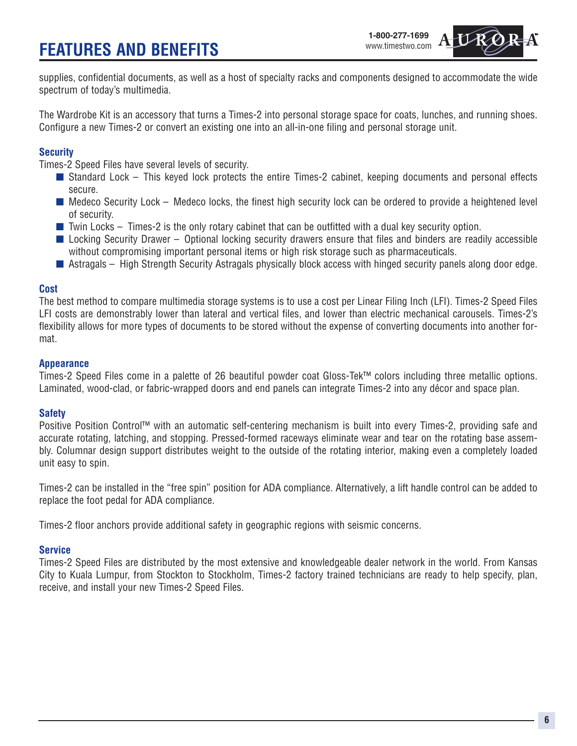# FEATURES AND BENEFITS

supplies, confidential documents, as well as a host of specialty racks and components designed to accommodate the wide spectrum of today's multimedia.

The Wardrobe Kit is an accessory that turns a Times-2 into personal storage space for coats, lunches, and running shoes. Configure a new Times-2 or convert an existing one into an all-in-one filing and personal storage unit.

### Security

Times-2 Speed Files have several levels of security.

- Standard Lock – This keyed lock protects the entire Times-2 cabinet, keeping documents and personal effects secure.
- Medeco Security Lock – Medeco locks, the finest high security lock can be ordered to provide a heightened level of security.
- Twin Locks – Times-2 is the only rotary cabinet that can be outfitted with a dual key security option.
- Locking Security Drawer – Optional locking security drawers ensure that files and binders are readily accessible without compromising important personal items or high risk storage such as pharmaceuticals.
- Astragals – High Strength Security Astragals physically block access with hinged security panels along door edge.

### Cost

The best method to compare multimedia storage systems is to use a cost per Linear Filing Inch (LFI). Times-2 Speed Files LFI costs are demonstrably lower than lateral and vertical files, and lower than electric mechanical carousels. Times-2's flexibility allows for more types of documents to be stored without the expense of converting documents into another format.

### Appearance

Times-2 Speed Files come in a palette of 26 beautiful powder coat Gloss-Tek™ colors including three metallic options. Laminated, wood-clad, or fabric-wrapped doors and end panels can integrate Times-2 into any décor and space plan.

### Safety

Positive Position Control™ with an automatic self-centering mechanism is built into every Times-2, providing safe and accurate rotating, latching, and stopping. Pressed-formed raceways eliminate wear and tear on the rotating base assembly. Columnar design support distributes weight to the outside of the rotating interior, making even a completely loaded unit easy to spin.

Times-2 can be installed in the "free spin" position for ADA compliance. Alternatively, a lift handle control can be added to replace the foot pedal for ADA compliance.

Times-2 floor anchors provide additional safety in geographic regions with seismic concerns.

### Service

Times-2 Speed Files are distributed by the most extensive and knowledgeable dealer network in the world. From Kansas City to Kuala Lumpur, from Stockton to Stockholm, Times-2 factory trained technicians are ready to help specify, plan, receive, and install your new Times-2 Speed Files.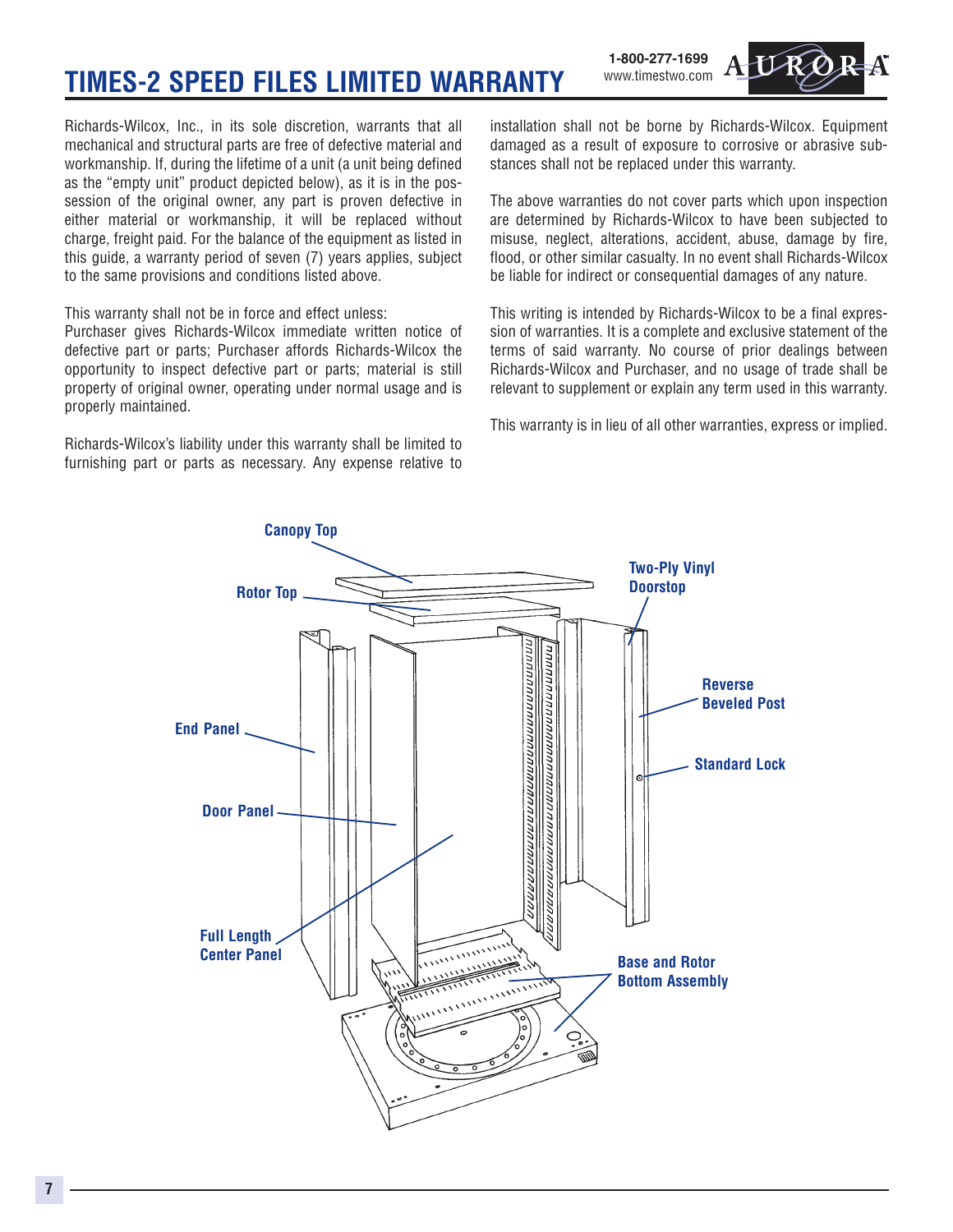# TIMES-2 SPEED FILES LIMITED WARRANTY

1-800-277-1699
www.timestwo.com

Richards-Wilcox, Inc., in its sole discretion, warrants that all mechanical and structural parts are free of defective material and workmanship. If, during the lifetime of a unit (a unit being defined as the "empty unit" product depicted below), as it is in the possession of the original owner, any part is proven defective in either material or workmanship, it will be replaced without charge, freight paid. For the balance of the equipment as listed in this guide, a warranty period of seven (7) years applies, subject to the same provisions and conditions listed above.

This warranty shall not be in force and effect unless:
Purchaser gives Richards-Wilcox immediate written notice of defective part or parts; Purchaser affords Richards-Wilcox the opportunity to inspect defective part or parts; material is still property of original owner, operating under normal usage and is properly maintained.

Richards-Wilcox's liability under this warranty shall be limited to furnishing part or parts as necessary. Any expense relative to installation shall not be borne by Richards-Wilcox. Equipment damaged as a result of exposure to corrosive or abrasive substances shall not be replaced under this warranty.

The above warranties do not cover parts which upon inspection are determined by Richards-Wilcox to have been subjected to misuse, neglect, alterations, accident, abuse, damage by fire, flood, or other similar casualty. In no event shall Richards-Wilcox be liable for indirect or consequential damages of any nature.

This writing is intended by Richards-Wilcox to be a final expression of warranties. It is a complete and exclusive statement of the terms of said warranty. No course of prior dealings between Richards-Wilcox and Purchaser, and no usage of trade shall be relevant to supplement or explain any term used in this warranty.

This warranty is in lieu of all other warranties, express or implied.

Canopy Top
Rotor Top
Two-Ply Vinyl Doorstop
Reverse Beveled Post
End Panel
Standard Lock
Door Panel
Full Length Center Panel
Base and Rotor Bottom Assembly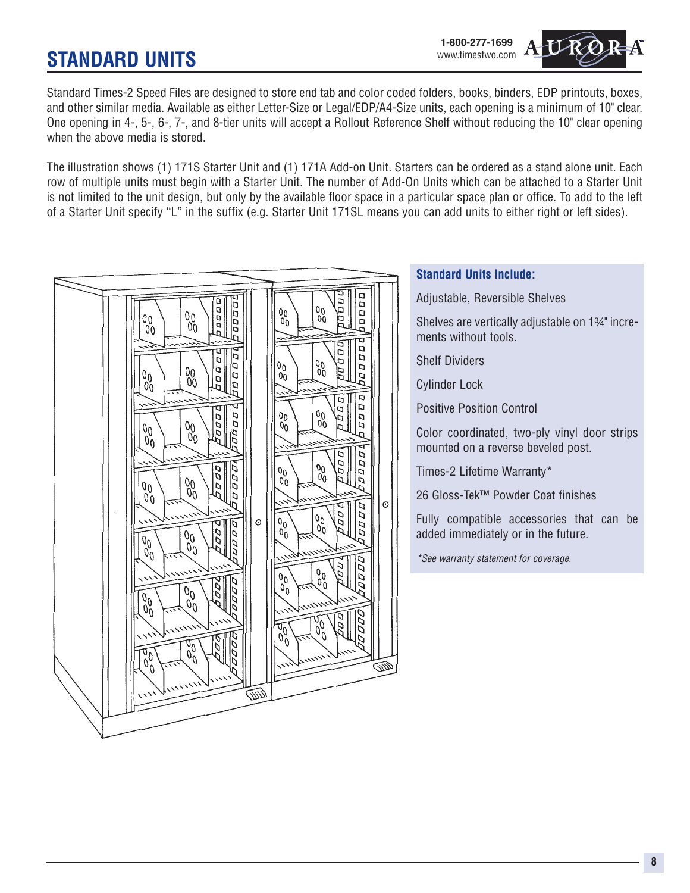# STANDARD UNITS

Standard Times-2 Speed Files are designed to store end tab and color coded folders, books, binders, EDP printouts, boxes, and other similar media. Available as either Letter-Size or Legal/EDP/A4-Size units, each opening is a minimum of 10" clear. One opening in 4-, 5-, 6-, 7-, and 8-tier units will accept a Rollout Reference Shelf without reducing the 10" clear opening when the above media is stored.

The illustration shows (1) 171S Starter Unit and (1) 171A Add-on Unit. Starters can be ordered as a stand alone unit. Each row of multiple units must begin with a Starter Unit. The number of Add-On Units which can be attached to a Starter Unit is not limited to the unit design, but only by the available floor space in a particular space plan or office. To add to the left of a Starter Unit specify "L" in the suffix (e.g. Starter Unit 171SL means you can add units to either right or left sides).

### Standard Units Include:

Adjustable, Reversible Shelves

Shelves are vertically adjustable on 1¾" increments without tools.

Shelf Dividers

Cylinder Lock

Positive Position Control

Color coordinated, two-ply vinyl door strips mounted on a reverse beveled post.

Times-2 Lifetime Warranty*

26 Gloss-Tek™ Powder Coat finishes

Fully compatible accessories that can be added immediately or in the future.

*\*See warranty statement for coverage.*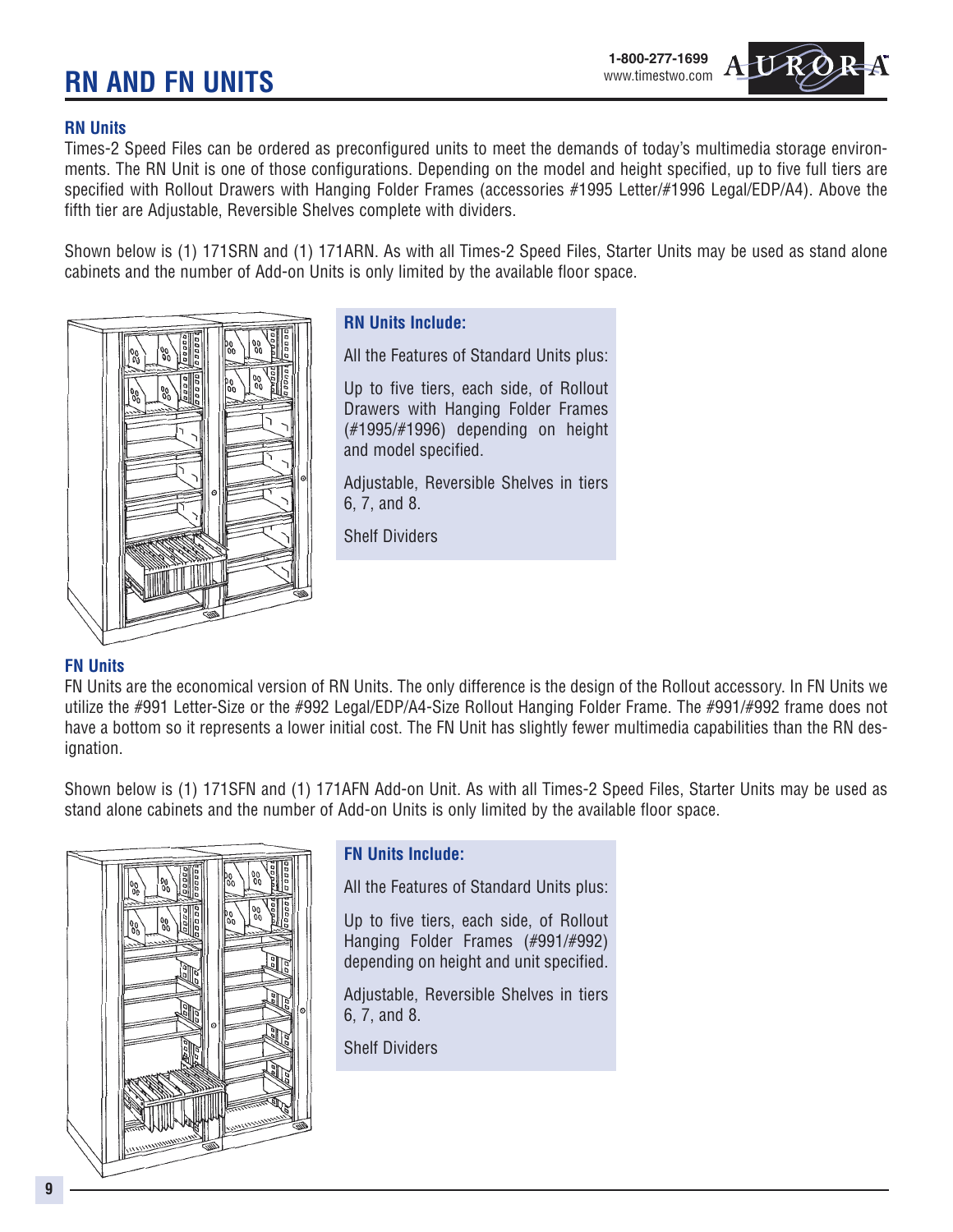# RN AND FN UNITS

## RN Units

Times-2 Speed Files can be ordered as preconfigured units to meet the demands of today's multimedia storage environments. The RN Unit is one of those configurations. Depending on the model and height specified, up to five full tiers are specified with Rollout Drawers with Hanging Folder Frames (accessories #1995 Letter/#1996 Legal/EDP/A4). Above the fifth tier are Adjustable, Reversible Shelves complete with dividers.

Shown below is (1) 171SRN and (1) 171ARN. As with all Times-2 Speed Files, Starter Units may be used as stand alone cabinets and the number of Add-on Units is only limited by the available floor space.

### RN Units Include:

All the Features of Standard Units plus:

Up to five tiers, each side, of Rollout Drawers with Hanging Folder Frames (#1995/#1996) depending on height and model specified.

Adjustable, Reversible Shelves in tiers 6, 7, and 8.

Shelf Dividers

## FN Units

FN Units are the economical version of RN Units. The only difference is the design of the Rollout accessory. In FN Units we utilize the #991 Letter-Size or the #992 Legal/EDP/A4-Size Rollout Hanging Folder Frame. The #991/#992 frame does not have a bottom so it represents a lower initial cost. The FN Unit has slightly fewer multimedia capabilities than the RN designation.

Shown below is (1) 171SFN and (1) 171AFN Add-on Unit. As with all Times-2 Speed Files, Starter Units may be used as stand alone cabinets and the number of Add-on Units is only limited by the available floor space.

### FN Units Include:

All the Features of Standard Units plus:

Up to five tiers, each side, of Rollout Hanging Folder Frames (#991/#992) depending on height and unit specified.

Adjustable, Reversible Shelves in tiers 6, 7, and 8.

Shelf Dividers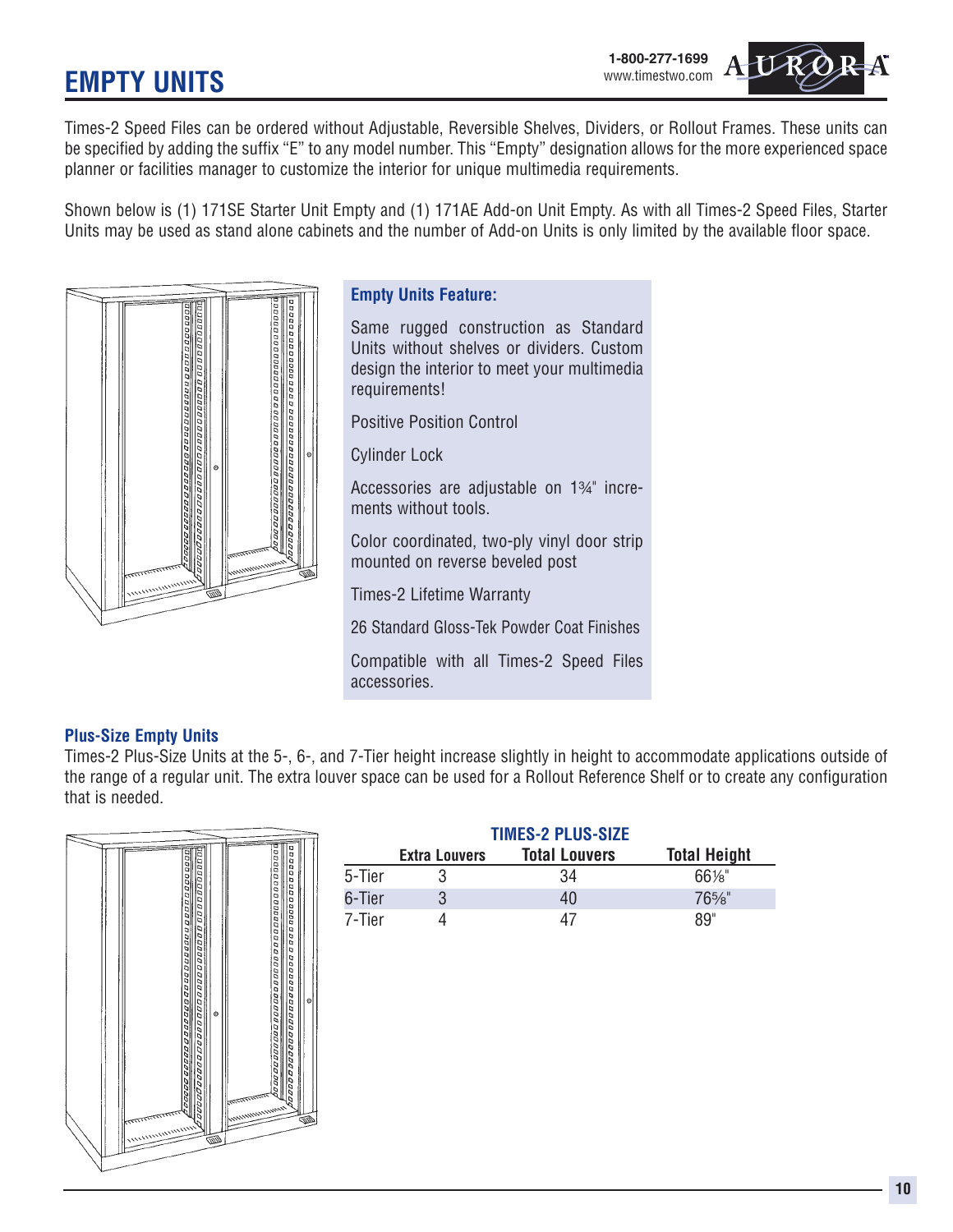# EMPTY UNITS

Times-2 Speed Files can be ordered without Adjustable, Reversible Shelves, Dividers, or Rollout Frames. These units can be specified by adding the suffix "E" to any model number. This "Empty" designation allows for the more experienced space planner or facilities manager to customize the interior for unique multimedia requirements.

Shown below is (1) 171SE Starter Unit Empty and (1) 171AE Add-on Unit Empty. As with all Times-2 Speed Files, Starter Units may be used as stand alone cabinets and the number of Add-on Units is only limited by the available floor space.

### Empty Units Feature:

Same rugged construction as Standard Units without shelves or dividers. Custom design the interior to meet your multimedia requirements!

Positive Position Control

Cylinder Lock

Accessories are adjustable on 1¾" increments without tools.

Color coordinated, two-ply vinyl door strip mounted on reverse beveled post

Times-2 Lifetime Warranty

26 Standard Gloss-Tek Powder Coat Finishes

Compatible with all Times-2 Speed Files accessories.

### Plus-Size Empty Units

Times-2 Plus-Size Units at the 5-, 6-, and 7-Tier height increase slightly in height to accommodate applications outside of the range of a regular unit. The extra louver space can be used for a Rollout Reference Shelf or to create any configuration that is needed.

**TIMES-2 PLUS-SIZE**

| | Extra Louvers | Total Louvers | Total Height |
|---|---|---|---|
| 5-Tier | 3 | 34 | 66⅛" |
| 6-Tier | 3 | 40 | 76⅝" |
| 7-Tier | 4 | 47 | 89" |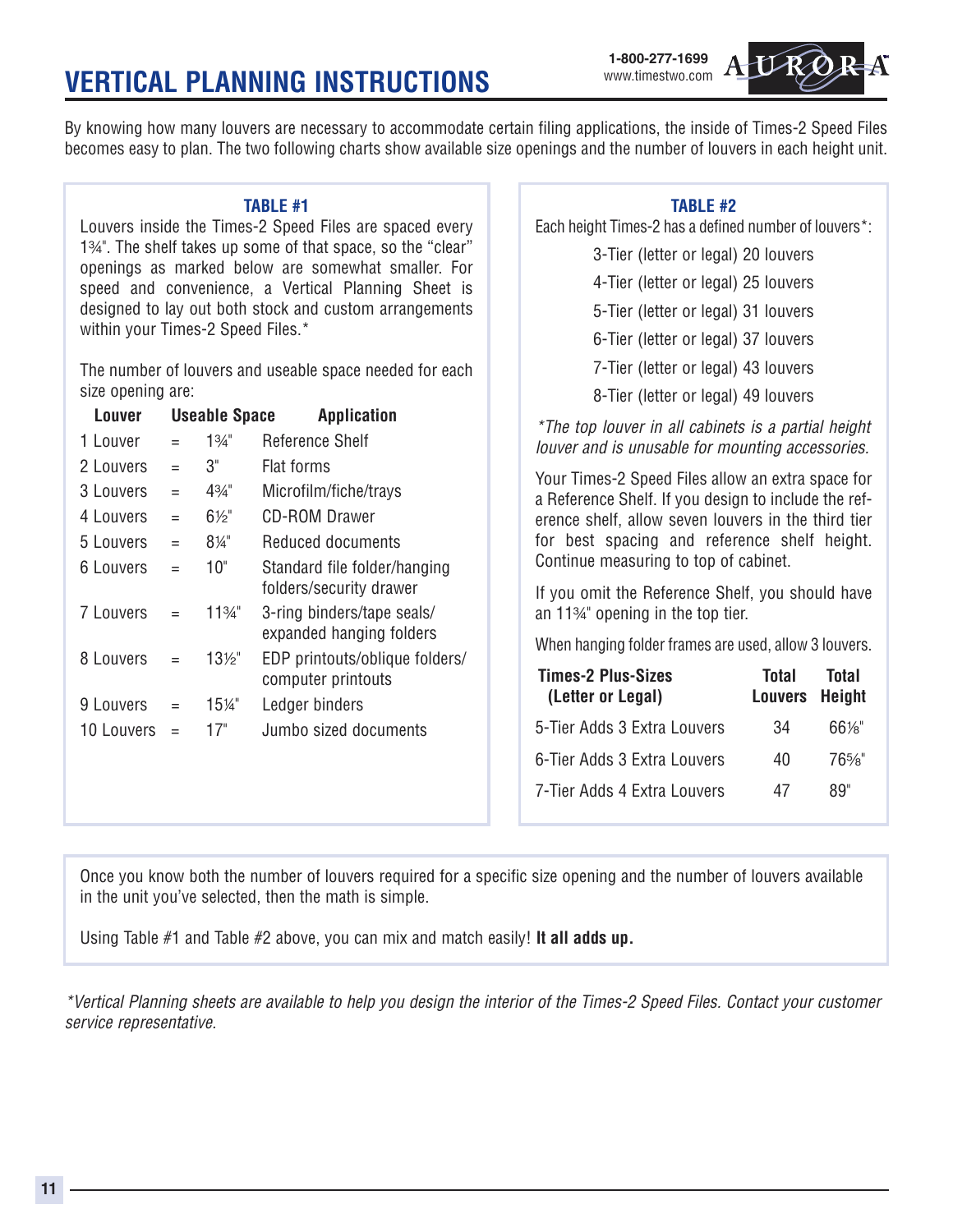# VERTICAL PLANNING INSTRUCTIONS

1-800-277-1699
www.timestwo.com

By knowing how many louvers are necessary to accommodate certain filing applications, the inside of Times-2 Speed Files becomes easy to plan. The two following charts show available size openings and the number of louvers in each height unit.

### TABLE #1

Louvers inside the Times-2 Speed Files are spaced every 1¾". The shelf takes up some of that space, so the "clear" openings as marked below are somewhat smaller. For speed and convenience, a Vertical Planning Sheet is designed to lay out both stock and custom arrangements within your Times-2 Speed Files.*

The number of louvers and useable space needed for each size opening are:

| Louver | | Useable Space | Application |
|---|---|---|---|
| 1 Louver | = | 1¾" | Reference Shelf |
| 2 Louvers | = | 3" | Flat forms |
| 3 Louvers | = | 4¾" | Microfilm/fiche/trays |
| 4 Louvers | = | 6½" | CD-ROM Drawer |
| 5 Louvers | = | 8¼" | Reduced documents |
| 6 Louvers | = | 10" | Standard file folder/hanging folders/security drawer |
| 7 Louvers | = | 11¾" | 3-ring binders/tape seals/ expanded hanging folders |
| 8 Louvers | = | 13½" | EDP printouts/oblique folders/ computer printouts |
| 9 Louvers | = | 15¼" | Ledger binders |
| 10 Louvers | = | 17" | Jumbo sized documents |

### TABLE #2

Each height Times-2 has a defined number of louvers*:

- 3-Tier (letter or legal) 20 louvers
- 4-Tier (letter or legal) 25 louvers
- 5-Tier (letter or legal) 31 louvers
- 6-Tier (letter or legal) 37 louvers
- 7-Tier (letter or legal) 43 louvers
- 8-Tier (letter or legal) 49 louvers

*\*The top louver in all cabinets is a partial height louver and is unusable for mounting accessories.*

Your Times-2 Speed Files allow an extra space for a Reference Shelf. If you design to include the reference shelf, allow seven louvers in the third tier for best spacing and reference shelf height. Continue measuring to top of cabinet.

If you omit the Reference Shelf, you should have an 11¾" opening in the top tier.

When hanging folder frames are used, allow 3 louvers.

| Times-2 Plus-Sizes (Letter or Legal) | Total Louvers | Total Height |
|---|---|---|
| 5-Tier Adds 3 Extra Louvers | 34 | 66⅛" |
| 6-Tier Adds 3 Extra Louvers | 40 | 76⅝" |
| 7-Tier Adds 4 Extra Louvers | 47 | 89" |

Once you know both the number of louvers required for a specific size opening and the number of louvers available in the unit you've selected, then the math is simple.

Using Table #1 and Table #2 above, you can mix and match easily! **It all adds up.**

*\*Vertical Planning sheets are available to help you design the interior of the Times-2 Speed Files. Contact your customer service representative.*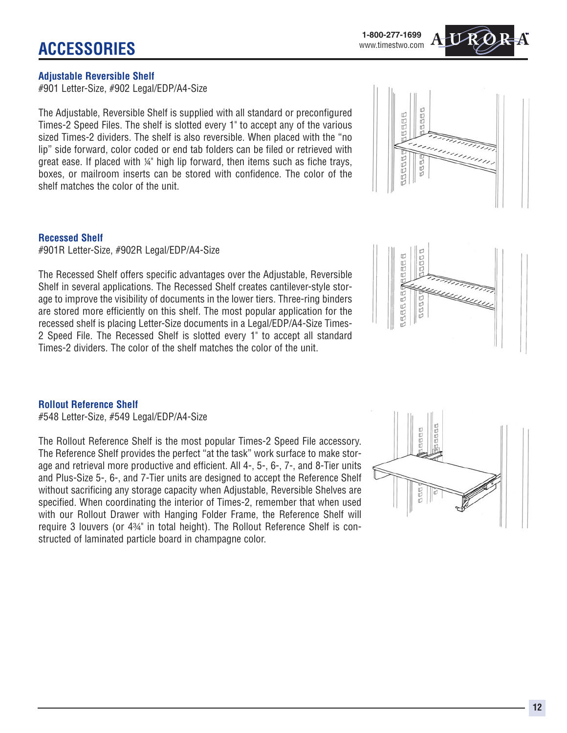# ACCESSORIES

## Adjustable Reversible Shelf

#901 Letter-Size, #902 Legal/EDP/A4-Size

The Adjustable, Reversible Shelf is supplied with all standard or preconfigured Times-2 Speed Files. The shelf is slotted every 1" to accept any of the various sized Times-2 dividers. The shelf is also reversible. When placed with the "no lip" side forward, color coded or end tab folders can be filed or retrieved with great ease. If placed with ¼" high lip forward, then items such as fiche trays, boxes, or mailroom inserts can be stored with confidence. The color of the shelf matches the color of the unit.

## Recessed Shelf

#901R Letter-Size, #902R Legal/EDP/A4-Size

The Recessed Shelf offers specific advantages over the Adjustable, Reversible Shelf in several applications. The Recessed Shelf creates cantilever-style storage to improve the visibility of documents in the lower tiers. Three-ring binders are stored more efficiently on this shelf. The most popular application for the recessed shelf is placing Letter-Size documents in a Legal/EDP/A4-Size Times-2 Speed File. The Recessed Shelf is slotted every 1" to accept all standard Times-2 dividers. The color of the shelf matches the color of the unit.

## Rollout Reference Shelf

#548 Letter-Size, #549 Legal/EDP/A4-Size

The Rollout Reference Shelf is the most popular Times-2 Speed File accessory. The Reference Shelf provides the perfect "at the task" work surface to make storage and retrieval more productive and efficient. All 4-, 5-, 6-, 7-, and 8-Tier units and Plus-Size 5-, 6-, and 7-Tier units are designed to accept the Reference Shelf without sacrificing any storage capacity when Adjustable, Reversible Shelves are specified. When coordinating the interior of Times-2, remember that when used with our Rollout Drawer with Hanging Folder Frame, the Reference Shelf will require 3 louvers (or 4¾" in total height). The Rollout Reference Shelf is constructed of laminated particle board in champagne color.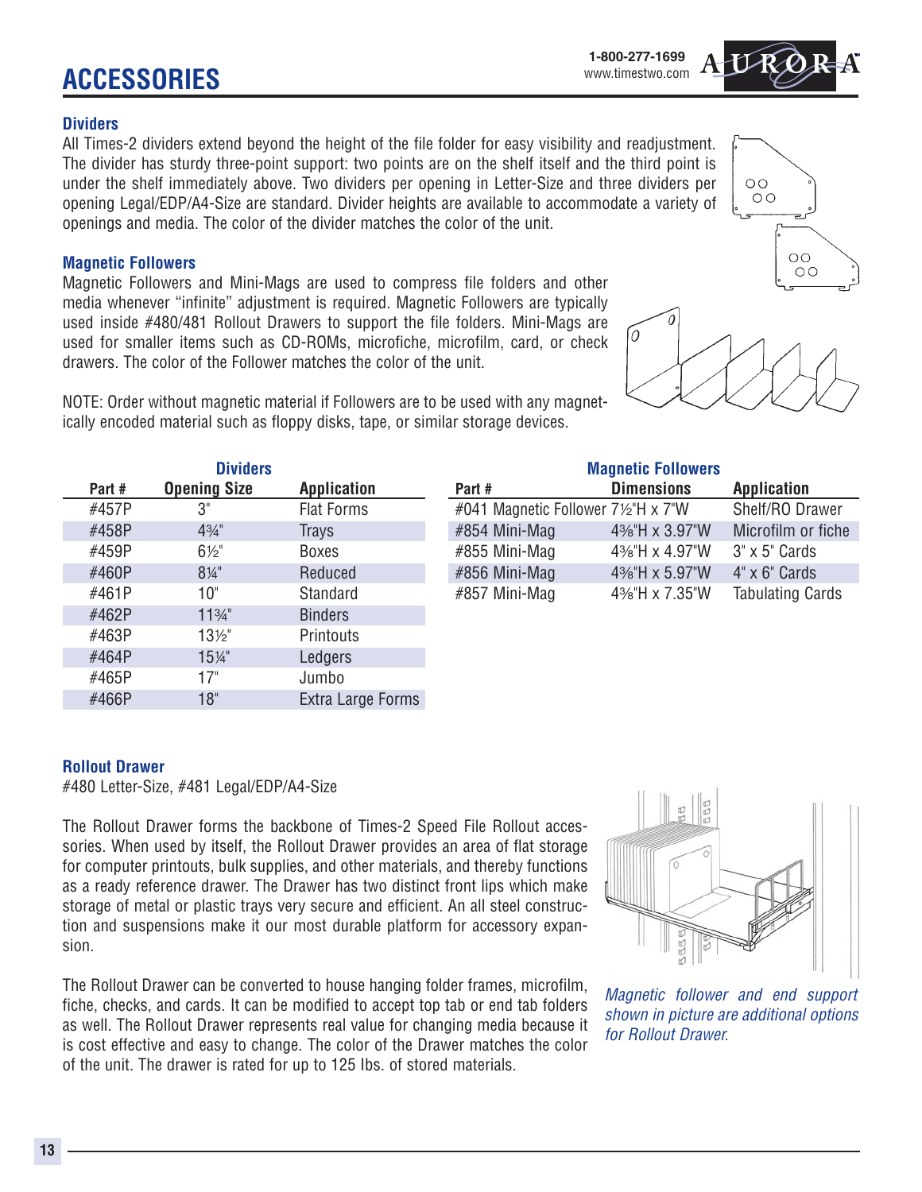# ACCESSORIES

### Dividers

All Times-2 dividers extend beyond the height of the file folder for easy visibility and readjustment. The divider has sturdy three-point support: two points are on the shelf itself and the third point is under the shelf immediately above. Two dividers per opening in Letter-Size and three dividers per opening Legal/EDP/A4-Size are standard. Divider heights are available to accommodate a variety of openings and media. The color of the divider matches the color of the unit.

### Magnetic Followers

Magnetic Followers and Mini-Mags are used to compress file folders and other media whenever "infinite" adjustment is required. Magnetic Followers are typically used inside #480/481 Rollout Drawers to support the file folders. Mini-Mags are used for smaller items such as CD-ROMs, microfiche, microfilm, card, or check drawers. The color of the Follower matches the color of the unit.

NOTE: Order without magnetic material if Followers are to be used with any magnetically encoded material such as floppy disks, tape, or similar storage devices.

**Dividers**

| Part # | Opening Size | Application |
|---|---|---|
| #457P | 3" | Flat Forms |
| #458P | 4¾" | Trays |
| #459P | 6½" | Boxes |
| #460P | 8¼" | Reduced |
| #461P | 10" | Standard |
| #462P | 11¾" | Binders |
| #463P | 13½" | Printouts |
| #464P | 15¼" | Ledgers |
| #465P | 17" | Jumbo |
| #466P | 18" | Extra Large Forms |

**Magnetic Followers**

| Part # | Dimensions | Application |
|---|---|---|
| #041 Magnetic Follower | 7½"H x 7"W | Shelf/RO Drawer |
| #854 Mini-Mag | 4⅜"H x 3.97"W | Microfilm or fiche |
| #855 Mini-Mag | 4⅜"H x 4.97"W | 3" x 5" Cards |
| #856 Mini-Mag | 4⅜"H x 5.97"W | 4" x 6" Cards |
| #857 Mini-Mag | 4⅜"H x 7.35"W | Tabulating Cards |

### Rollout Drawer

#480 Letter-Size, #481 Legal/EDP/A4-Size

The Rollout Drawer forms the backbone of Times-2 Speed File Rollout accessories. When used by itself, the Rollout Drawer provides an area of flat storage for computer printouts, bulk supplies, and other materials, and thereby functions as a ready reference drawer. The Drawer has two distinct front lips which make storage of metal or plastic trays very secure and efficient. An all steel construction and suspensions make it our most durable platform for accessory expansion.

The Rollout Drawer can be converted to house hanging folder frames, microfilm, fiche, checks, and cards. It can be modified to accept top tab or end tab folders as well. The Rollout Drawer represents real value for changing media because it is cost effective and easy to change. The color of the Drawer matches the color of the unit. The drawer is rated for up to 125 lbs. of stored materials.

*Magnetic follower and end support shown in picture are additional options for Rollout Drawer.*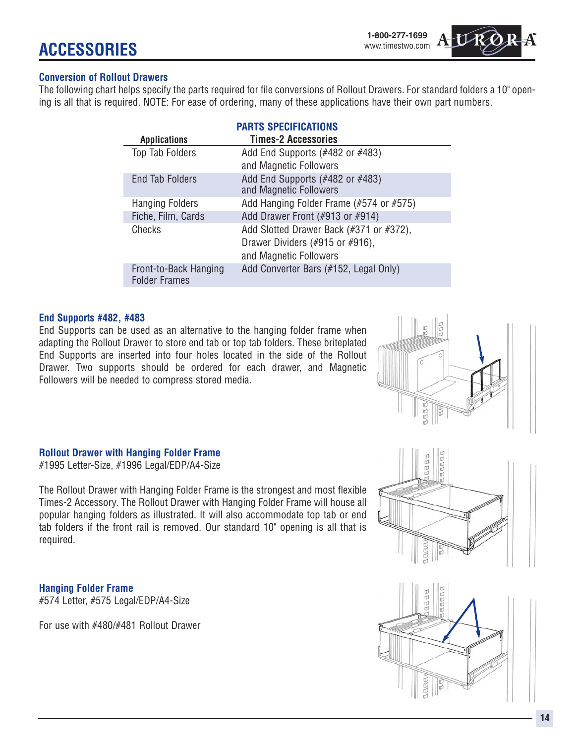# ACCESSORIES

## Conversion of Rollout Drawers

The following chart helps specify the parts required for file conversions of Rollout Drawers. For standard folders a 10" opening is all that is required. NOTE: For ease of ordering, many of these applications have their own part numbers.

**PARTS SPECIFICATIONS**

| Applications | Times-2 Accessories |
|---|---|
| Top Tab Folders | Add End Supports (#482 or #483) and Magnetic Followers |
| End Tab Folders | Add End Supports (#482 or #483) and Magnetic Followers |
| Hanging Folders | Add Hanging Folder Frame (#574 or #575) |
| Fiche, Film, Cards | Add Drawer Front (#913 or #914) |
| Checks | Add Slotted Drawer Back (#371 or #372), Drawer Dividers (#915 or #916), and Magnetic Followers |
| Front-to-Back Hanging Folder Frames | Add Converter Bars (#152, Legal Only) |

## End Supports #482, #483

End Supports can be used as an alternative to the hanging folder frame when adapting the Rollout Drawer to store end tab or top tab folders. These briteplated End Supports are inserted into four holes located in the side of the Rollout Drawer. Two supports should be ordered for each drawer, and Magnetic Followers will be needed to compress stored media.

## Rollout Drawer with Hanging Folder Frame

#1995 Letter-Size, #1996 Legal/EDP/A4-Size

The Rollout Drawer with Hanging Folder Frame is the strongest and most flexible Times-2 Accessory. The Rollout Drawer with Hanging Folder Frame will house all popular hanging folders as illustrated. It will also accommodate top tab or end tab folders if the front rail is removed. Our standard 10" opening is all that is required.

## Hanging Folder Frame

#574 Letter, #575 Legal/EDP/A4-Size

For use with #480/#481 Rollout Drawer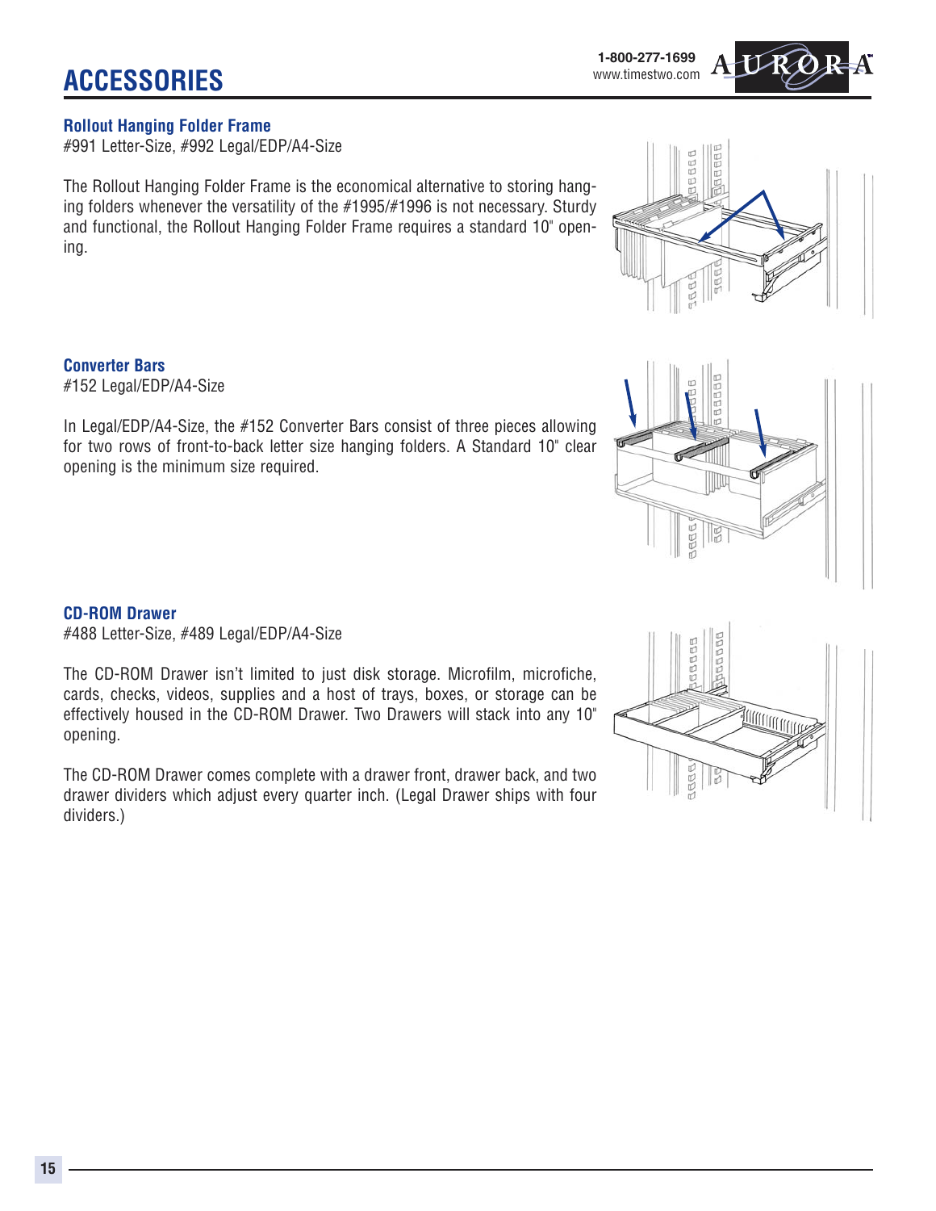# ACCESSORIES

### Rollout Hanging Folder Frame

#991 Letter-Size, #992 Legal/EDP/A4-Size

The Rollout Hanging Folder Frame is the economical alternative to storing hanging folders whenever the versatility of the #1995/#1996 is not necessary. Sturdy and functional, the Rollout Hanging Folder Frame requires a standard 10" opening.

### Converter Bars

#152 Legal/EDP/A4-Size

In Legal/EDP/A4-Size, the #152 Converter Bars consist of three pieces allowing for two rows of front-to-back letter size hanging folders. A Standard 10" clear opening is the minimum size required.

### CD-ROM Drawer

#488 Letter-Size, #489 Legal/EDP/A4-Size

The CD-ROM Drawer isn't limited to just disk storage. Microfilm, microfiche, cards, checks, videos, supplies and a host of trays, boxes, or storage can be effectively housed in the CD-ROM Drawer. Two Drawers will stack into any 10" opening.

The CD-ROM Drawer comes complete with a drawer front, drawer back, and two drawer dividers which adjust every quarter inch. (Legal Drawer ships with four dividers.)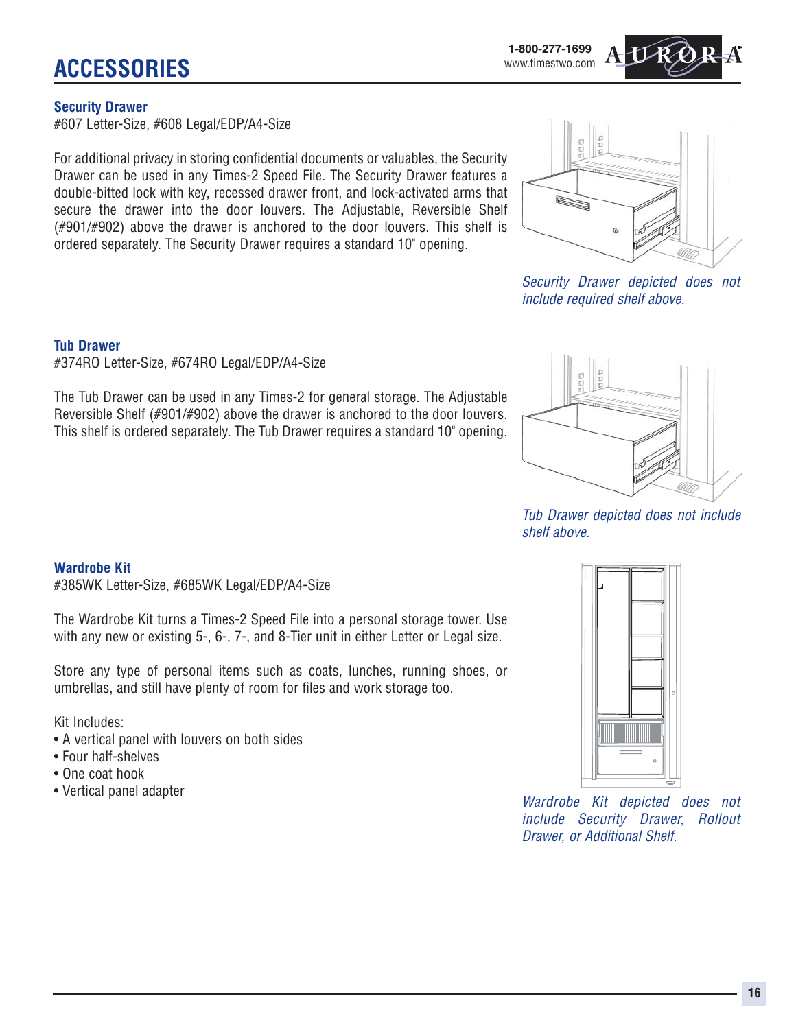# ACCESSORIES

### Security Drawer

#607 Letter-Size, #608 Legal/EDP/A4-Size

For additional privacy in storing confidential documents or valuables, the Security Drawer can be used in any Times-2 Speed File. The Security Drawer features a double-bitted lock with key, recessed drawer front, and lock-activated arms that secure the drawer into the door louvers. The Adjustable, Reversible Shelf (#901/#902) above the drawer is anchored to the door louvers. This shelf is ordered separately. The Security Drawer requires a standard 10" opening.

*Security Drawer depicted does not include required shelf above.*

### Tub Drawer

#374RO Letter-Size, #674RO Legal/EDP/A4-Size

The Tub Drawer can be used in any Times-2 for general storage. The Adjustable Reversible Shelf (#901/#902) above the drawer is anchored to the door louvers. This shelf is ordered separately. The Tub Drawer requires a standard 10" opening.

*Tub Drawer depicted does not include shelf above.*

### Wardrobe Kit

#385WK Letter-Size, #685WK Legal/EDP/A4-Size

The Wardrobe Kit turns a Times-2 Speed File into a personal storage tower. Use with any new or existing 5-, 6-, 7-, and 8-Tier unit in either Letter or Legal size.

Store any type of personal items such as coats, lunches, running shoes, or umbrellas, and still have plenty of room for files and work storage too.

Kit Includes:

- A vertical panel with louvers on both sides
- Four half-shelves
- One coat hook
- Vertical panel adapter

*Wardrobe Kit depicted does not include Security Drawer, Rollout Drawer, or Additional Shelf.*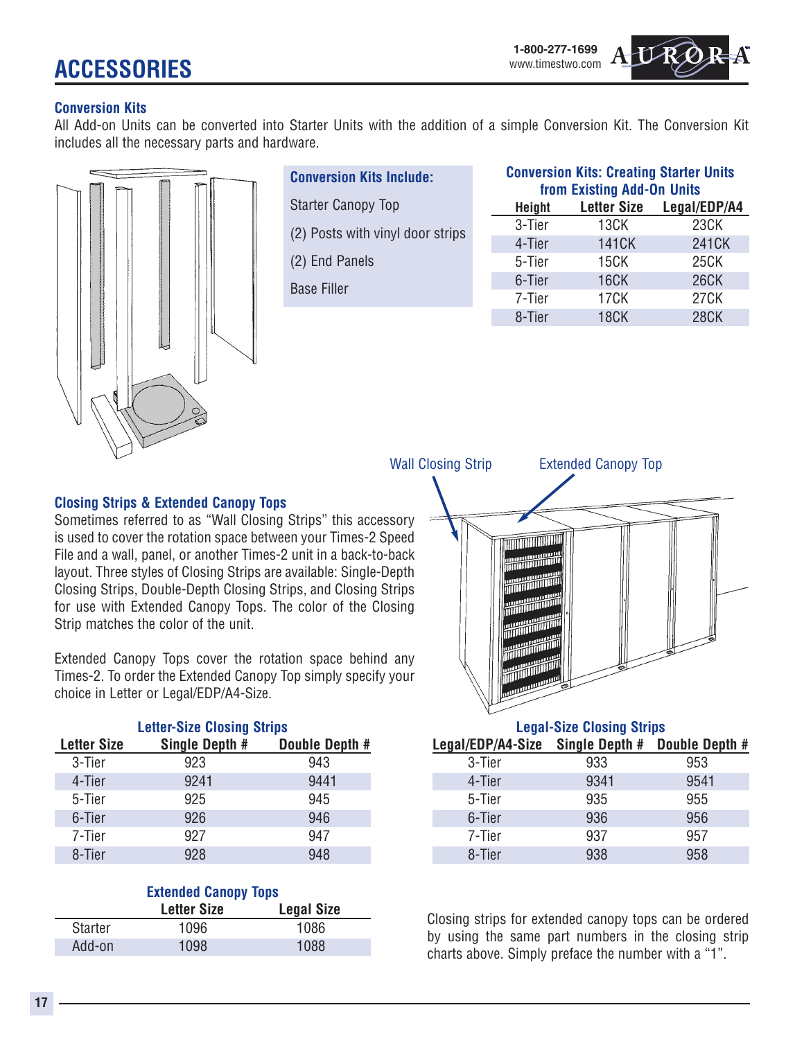# ACCESSORIES

## Conversion Kits

All Add-on Units can be converted into Starter Units with the addition of a simple Conversion Kit. The Conversion Kit includes all the necessary parts and hardware.

**Conversion Kits Include:**

Starter Canopy Top

(2) Posts with vinyl door strips

(2) End Panels

Base Filler

**Conversion Kits: Creating Starter Units from Existing Add-On Units**

| Height | Letter Size | Legal/EDP/A4 |
|---|---|---|
| 3-Tier | 13CK | 23CK |
| 4-Tier | 141CK | 241CK |
| 5-Tier | 15CK | 25CK |
| 6-Tier | 16CK | 26CK |
| 7-Tier | 17CK | 27CK |
| 8-Tier | 18CK | 28CK |

Wall Closing Strip

Extended Canopy Top

## Closing Strips & Extended Canopy Tops

Sometimes referred to as "Wall Closing Strips" this accessory is used to cover the rotation space between your Times-2 Speed File and a wall, panel, or another Times-2 unit in a back-to-back layout. Three styles of Closing Strips are available: Single-Depth Closing Strips, Double-Depth Closing Strips, and Closing Strips for use with Extended Canopy Tops. The color of the Closing Strip matches the color of the unit.

Extended Canopy Tops cover the rotation space behind any Times-2. To order the Extended Canopy Top simply specify your choice in Letter or Legal/EDP/A4-Size.

**Letter-Size Closing Strips**

| Letter Size | Single Depth # | Double Depth # |
|---|---|---|
| 3-Tier | 923 | 943 |
| 4-Tier | 9241 | 9441 |
| 5-Tier | 925 | 945 |
| 6-Tier | 926 | 946 |
| 7-Tier | 927 | 947 |
| 8-Tier | 928 | 948 |

**Legal-Size Closing Strips**

| Legal/EDP/A4-Size | Single Depth # | Double Depth # |
|---|---|---|
| 3-Tier | 933 | 953 |
| 4-Tier | 9341 | 9541 |
| 5-Tier | 935 | 955 |
| 6-Tier | 936 | 956 |
| 7-Tier | 937 | 957 |
| 8-Tier | 938 | 958 |

**Extended Canopy Tops**

| | Letter Size | Legal Size |
|---|---|---|
| Starter | 1096 | 1086 |
| Add-on | 1098 | 1088 |

Closing strips for extended canopy tops can be ordered by using the same part numbers in the closing strip charts above. Simply preface the number with a "1".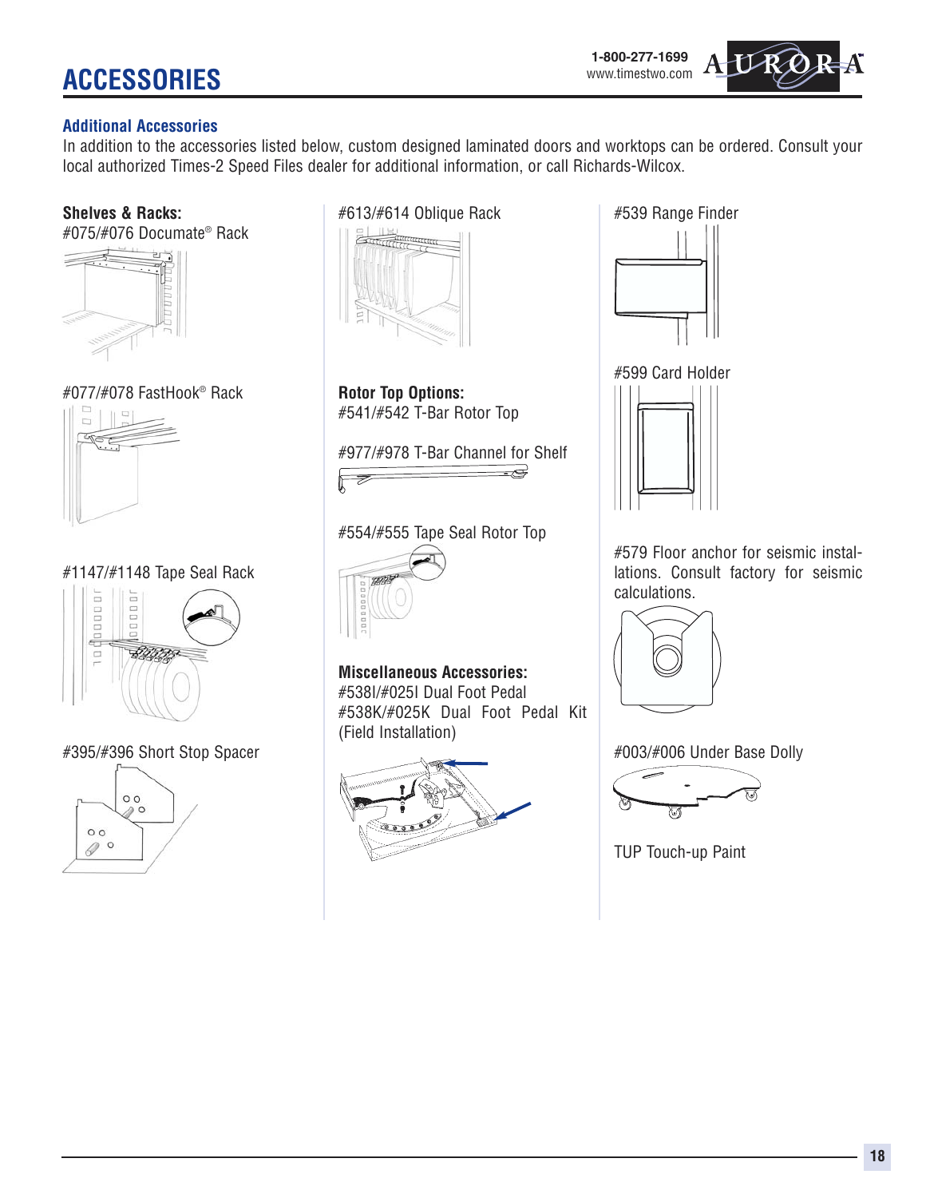# ACCESSORIES

## Additional Accessories

In addition to the accessories listed below, custom designed laminated doors and worktops can be ordered. Consult your local authorized Times-2 Speed Files dealer for additional information, or call Richards-Wilcox.

**Shelves & Racks:**

#075/#076 Documate® Rack

#077/#078 FastHook® Rack

#1147/#1148 Tape Seal Rack

#395/#396 Short Stop Spacer

#613/#614 Oblique Rack

**Rotor Top Options:**

#541/#542 T-Bar Rotor Top

#977/#978 T-Bar Channel for Shelf

#554/#555 Tape Seal Rotor Top

**Miscellaneous Accessories:**

#538I/#025I Dual Foot Pedal

#538K/#025K Dual Foot Pedal Kit (Field Installation)

#539 Range Finder

#599 Card Holder

#579 Floor anchor for seismic installations. Consult factory for seismic calculations.

#003/#006 Under Base Dolly

TUP Touch-up Paint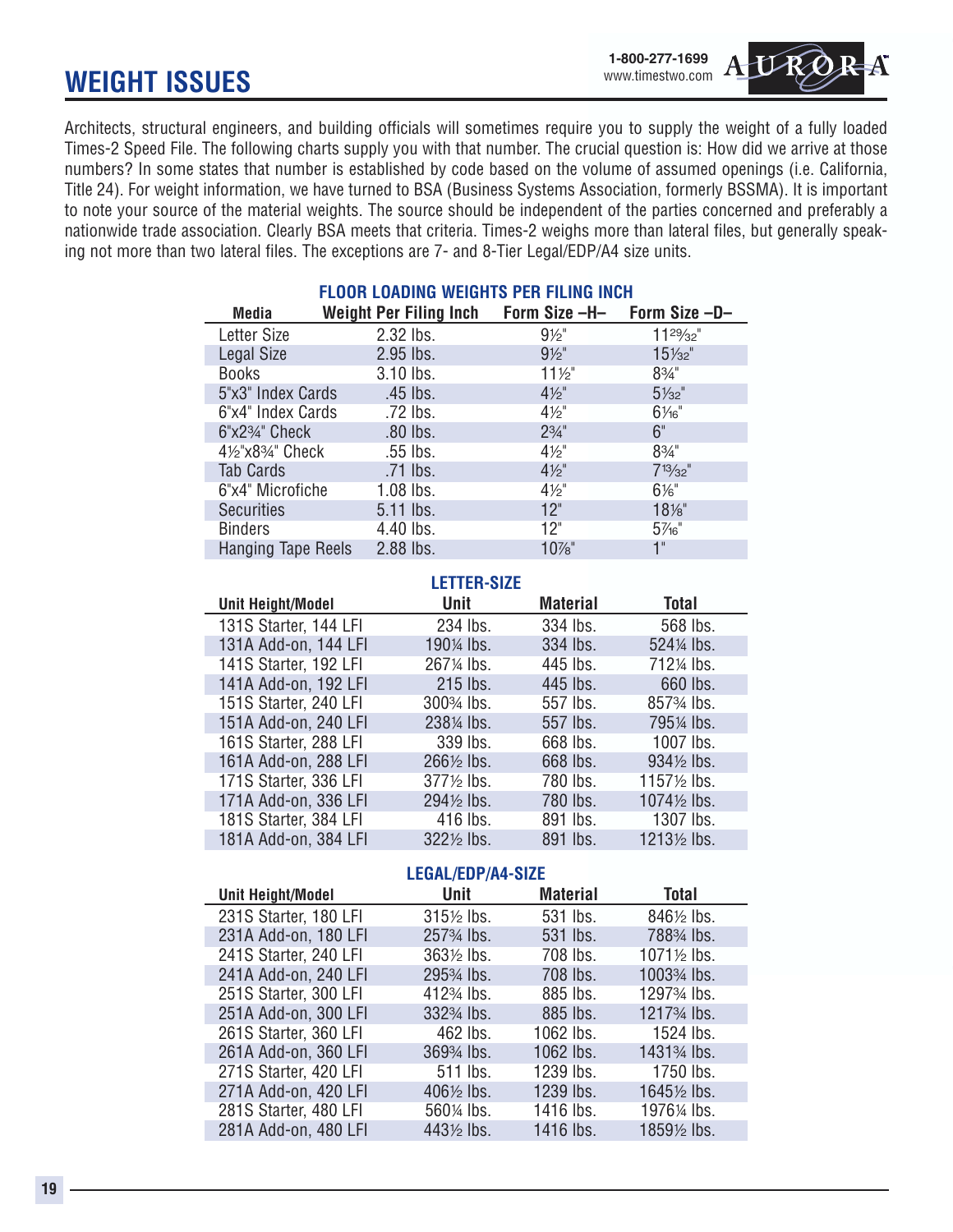# WEIGHT ISSUES

1-800-277-1699
www.timestwo.com

Architects, structural engineers, and building officials will sometimes require you to supply the weight of a fully loaded Times-2 Speed File. The following charts supply you with that number. The crucial question is: How did we arrive at those numbers? In some states that number is established by code based on the volume of assumed openings (i.e. California, Title 24). For weight information, we have turned to BSA (Business Systems Association, formerly BSSMA). It is important to note your source of the material weights. The source should be independent of the parties concerned and preferably a nationwide trade association. Clearly BSA meets that criteria. Times-2 weighs more than lateral files, but generally speaking not more than two lateral files. The exceptions are 7- and 8-Tier Legal/EDP/A4 size units.

### FLOOR LOADING WEIGHTS PER FILING INCH

| Media | Weight Per Filing Inch | Form Size –H– | Form Size –D– |
|---|---|---|---|
| Letter Size | 2.32 lbs. | 9½" | 11²⁹⁄₃₂" |
| Legal Size | 2.95 lbs. | 9½" | 15¹⁄₃₂" |
| Books | 3.10 lbs. | 11½" | 8¾" |
| 5"x3" Index Cards | .45 lbs. | 4½" | 5¹⁄₃₂" |
| 6"x4" Index Cards | .72 lbs. | 4½" | 6¹⁄₁₆" |
| 6"x2¾" Check | .80 lbs. | 2¾" | 6" |
| 4½"x8¾" Check | .55 lbs. | 4½" | 8¾" |
| Tab Cards | .71 lbs. | 4½" | 7¹³⁄₃₂" |
| 6"x4" Microfiche | 1.08 lbs. | 4½" | 6⅛" |
| Securities | 5.11 lbs. | 12" | 18⅛" |
| Binders | 4.40 lbs. | 12" | 5⁷⁄₁₆" |
| Hanging Tape Reels | 2.88 lbs. | 10⅞" | 1" |

### LETTER-SIZE

| Unit Height/Model | Unit | Material | Total |
|---|---|---|---|
| 131S Starter, 144 LFI | 234 lbs. | 334 lbs. | 568 lbs. |
| 131A Add-on, 144 LFI | 190¼ lbs. | 334 lbs. | 524¼ lbs. |
| 141S Starter, 192 LFI | 267¼ lbs. | 445 lbs. | 712¼ lbs. |
| 141A Add-on, 192 LFI | 215 lbs. | 445 lbs. | 660 lbs. |
| 151S Starter, 240 LFI | 300¾ lbs. | 557 lbs. | 857¾ lbs. |
| 151A Add-on, 240 LFI | 238¼ lbs. | 557 lbs. | 795¼ lbs. |
| 161S Starter, 288 LFI | 339 lbs. | 668 lbs. | 1007 lbs. |
| 161A Add-on, 288 LFI | 266½ lbs. | 668 lbs. | 934½ lbs. |
| 171S Starter, 336 LFI | 377½ lbs. | 780 lbs. | 1157½ lbs. |
| 171A Add-on, 336 LFI | 294½ lbs. | 780 lbs. | 1074½ lbs. |
| 181S Starter, 384 LFI | 416 lbs. | 891 lbs. | 1307 lbs. |
| 181A Add-on, 384 LFI | 322½ lbs. | 891 lbs. | 1213½ lbs. |

### LEGAL/EDP/A4-SIZE

| Unit Height/Model | Unit | Material | Total |
|---|---|---|---|
| 231S Starter, 180 LFI | 315½ lbs. | 531 lbs. | 846½ lbs. |
| 231A Add-on, 180 LFI | 257¾ lbs. | 531 lbs. | 788¾ lbs. |
| 241S Starter, 240 LFI | 363½ lbs. | 708 lbs. | 1071½ lbs. |
| 241A Add-on, 240 LFI | 295¾ lbs. | 708 lbs. | 1003¾ lbs. |
| 251S Starter, 300 LFI | 412¾ lbs. | 885 lbs. | 1297¾ lbs. |
| 251A Add-on, 300 LFI | 332¾ lbs. | 885 lbs. | 1217¾ lbs. |
| 261S Starter, 360 LFI | 462 lbs. | 1062 lbs. | 1524 lbs. |
| 261A Add-on, 360 LFI | 369¾ lbs. | 1062 lbs. | 1431¾ lbs. |
| 271S Starter, 420 LFI | 511 lbs. | 1239 lbs. | 1750 lbs. |
| 271A Add-on, 420 LFI | 406½ lbs. | 1239 lbs. | 1645½ lbs. |
| 281S Starter, 480 LFI | 560¼ lbs. | 1416 lbs. | 1976¼ lbs. |
| 281A Add-on, 480 LFI | 443½ lbs. | 1416 lbs. | 1859½ lbs. |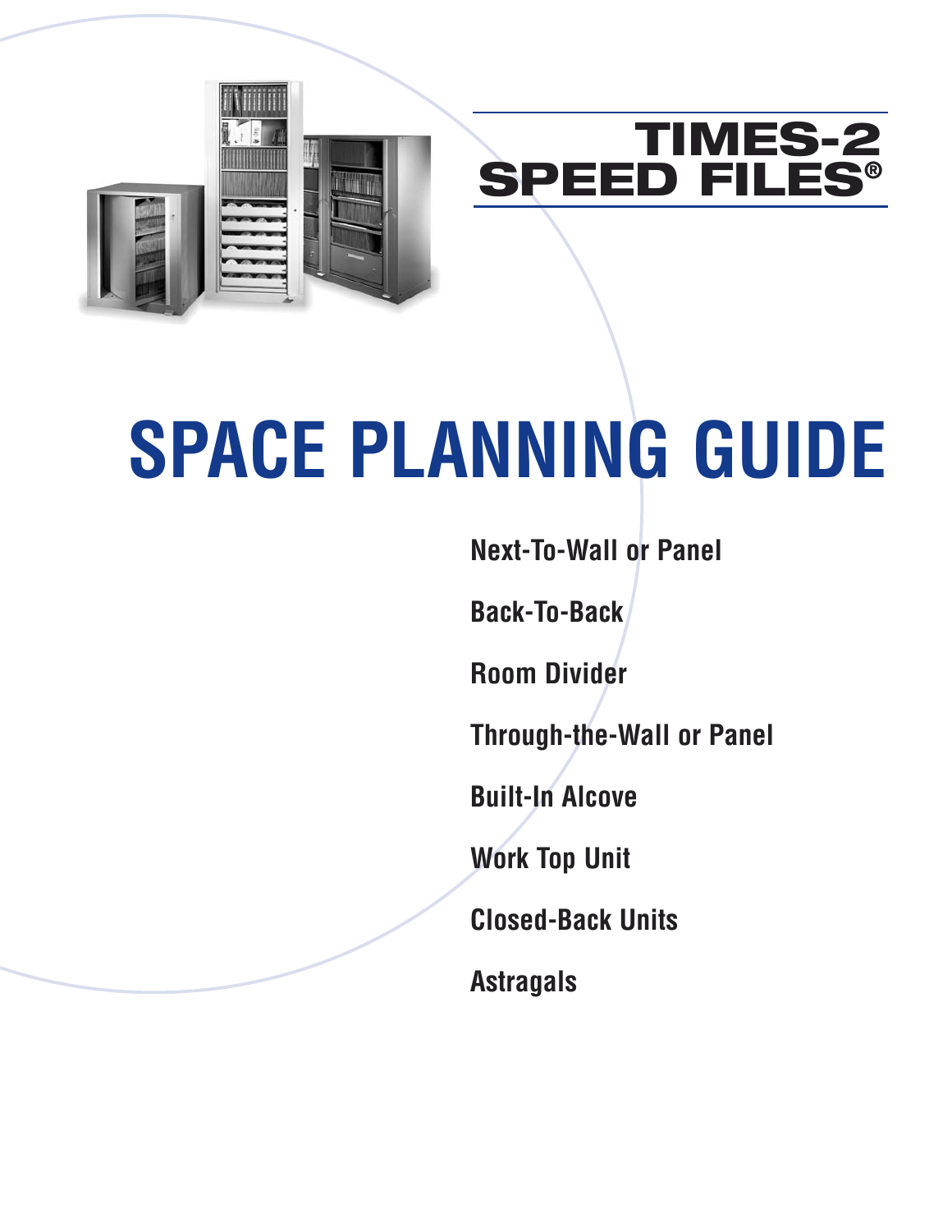# TIMES-2 SPEED FILES®

# SPACE PLANNING GUIDE

**Next-To-Wall or Panel**

**Back-To-Back**

**Room Divider**

**Through-the-Wall or Panel**

**Built-In Alcove**

**Work Top Unit**

**Closed-Back Units**

**Astragals**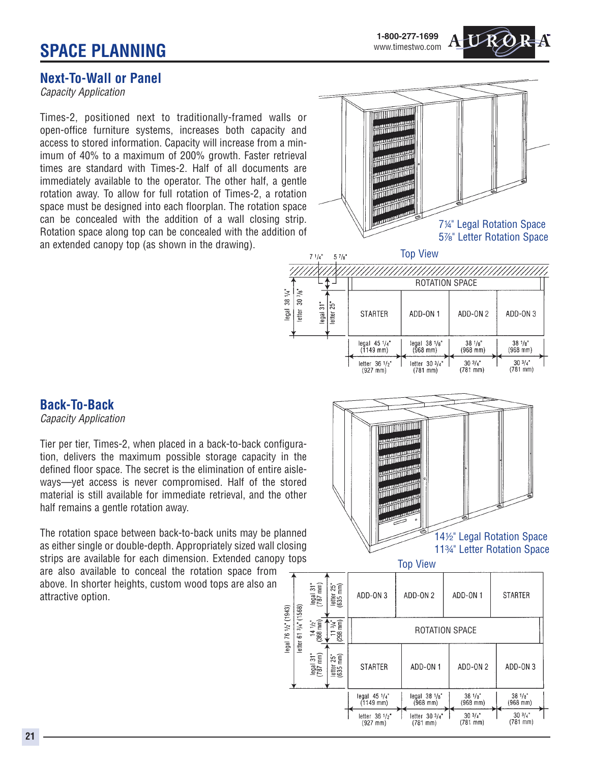# SPACE PLANNING

## Next-To-Wall or Panel

*Capacity Application*

Times-2, positioned next to traditionally-framed walls or open-office furniture systems, increases both capacity and access to stored information. Capacity will increase from a minimum of 40% to a maximum of 200% growth. Faster retrieval times are standard with Times-2. Half of all documents are immediately available to the operator. The other half, a gentle rotation away. To allow for full rotation of Times-2, a rotation space must be designed into each floorplan. The rotation space can be concealed with the addition of a wall closing strip. Rotation space along top can be concealed with the addition of an extended canopy top (as shown in the drawing).

7¼" Legal Rotation Space
5⅞" Letter Rotation Space

Top View

| | STARTER | ADD-ON 1 | ADD-ON 2 | ADD-ON 3 |
|---|---|---|---|---|
| legal | 45 1/4" (1149 mm) | 38 1/8" (968 mm) | 38 1/8" (968 mm) | 38 1/8" (968 mm) |
| letter | 36 1/2" (927 mm) | 30 3/4" (781 mm) | 30 3/4" (781 mm) | 30 3/4" (781 mm) |

Depth: legal 38 1/4", letter 30 7/8" (unit: legal 31", letter 25"; rotation space: 7 1/4", 5 7/8")

## Back-To-Back

*Capacity Application*

Tier per tier, Times-2, when placed in a back-to-back configuration, delivers the maximum possible storage capacity in the defined floor space. The secret is the elimination of entire aisleways—yet access is never compromised. Half of the stored material is still available for immediate retrieval, and the other half remains a gentle rotation away.

The rotation space between back-to-back units may be planned as either single or double-depth. Appropriately sized wall closing strips are available for each dimension. Extended canopy tops are also available to conceal the rotation space from above. In shorter heights, custom wood tops are also an attractive option.

14½" Legal Rotation Space
11¾" Letter Rotation Space

Top View

| | STARTER | ADD-ON 1 | ADD-ON 2 | ADD-ON 3 |
|---|---|---|---|---|
| legal | 45 1/4" (1149 mm) | 38 1/8" (968 mm) | 38 1/8" (968 mm) | 38 1/8" (968 mm) |
| letter | 36 1/2" (927 mm) | 30 3/4" (781 mm) | 30 3/4" (781 mm) | 30 3/4" (781 mm) |

Depth: legal 76 1/2" (1943), letter 61 3/4" (1568) (each unit: legal 31" (787 mm), letter 25" (635 mm); rotation space: 14 1/2" (368 mm), 11 3/4" (298 mm))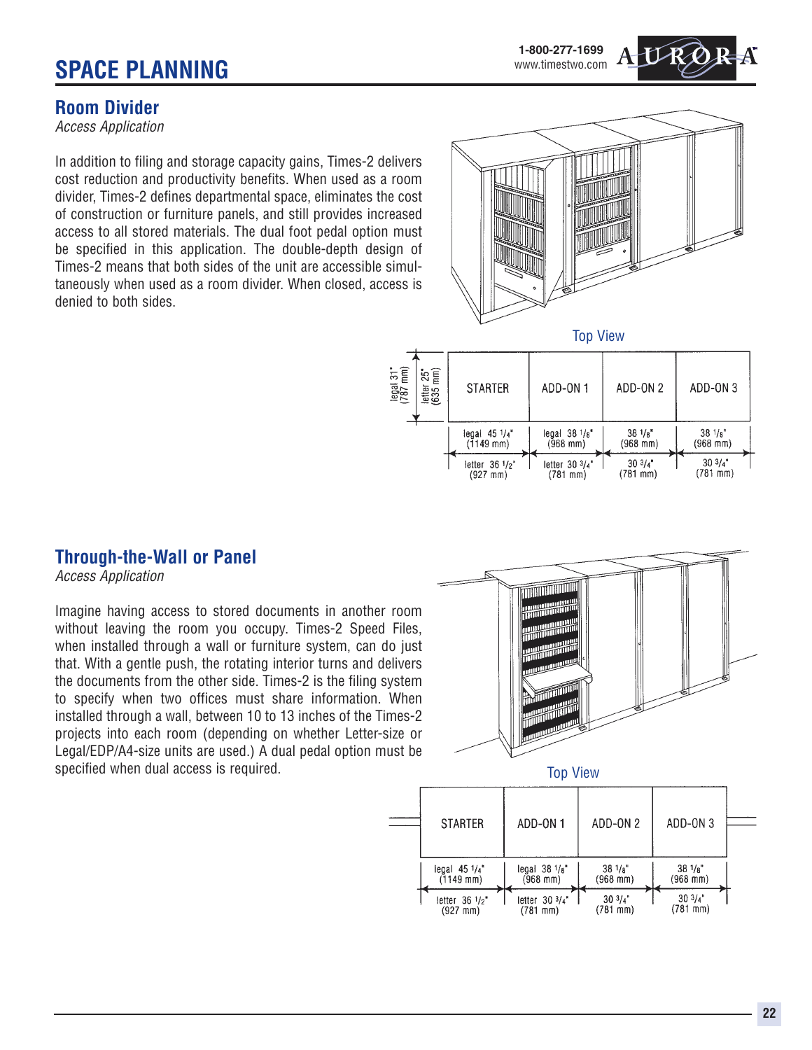# SPACE PLANNING

## Room Divider

*Access Application*

In addition to filing and storage capacity gains, Times-2 delivers cost reduction and productivity benefits. When used as a room divider, Times-2 defines departmental space, eliminates the cost of construction or furniture panels, and still provides increased access to all stored materials. The dual foot pedal option must be specified in this application. The double-depth design of Times-2 means that both sides of the unit are accessible simultaneously when used as a room divider. When closed, access is denied to both sides.

Top View

Depth: legal 31" (787 mm); letter 25" (635 mm)

| | STARTER | ADD-ON 1 | ADD-ON 2 | ADD-ON 3 |
|---|---|---|---|---|
| Legal | legal 45 1/4" (1149 mm) | legal 38 1/8" (968 mm) | 38 1/8" (968 mm) | 38 1/8" (968 mm) |
| Letter | letter 36 1/2" (927 mm) | letter 30 3/4" (781 mm) | 30 3/4" (781 mm) | 30 3/4" (781 mm) |

## Through-the-Wall or Panel

*Access Application*

Imagine having access to stored documents in another room without leaving the room you occupy. Times-2 Speed Files, when installed through a wall or furniture system, can do just that. With a gentle push, the rotating interior turns and delivers the documents from the other side. Times-2 is the filing system to specify when two offices must share information. When installed through a wall, between 10 to 13 inches of the Times-2 projects into each room (depending on whether Letter-size or Legal/EDP/A4-size units are used.) A dual pedal option must be specified when dual access is required.

Top View

| | STARTER | ADD-ON 1 | ADD-ON 2 | ADD-ON 3 |
|---|---|---|---|---|
| Legal | legal 45 1/4" (1149 mm) | legal 38 1/8" (968 mm) | 38 1/8" (968 mm) | 38 1/8" (968 mm) |
| Letter | letter 36 1/2" (927 mm) | letter 30 3/4" (781 mm) | 30 3/4" (781 mm) | 30 3/4" (781 mm) |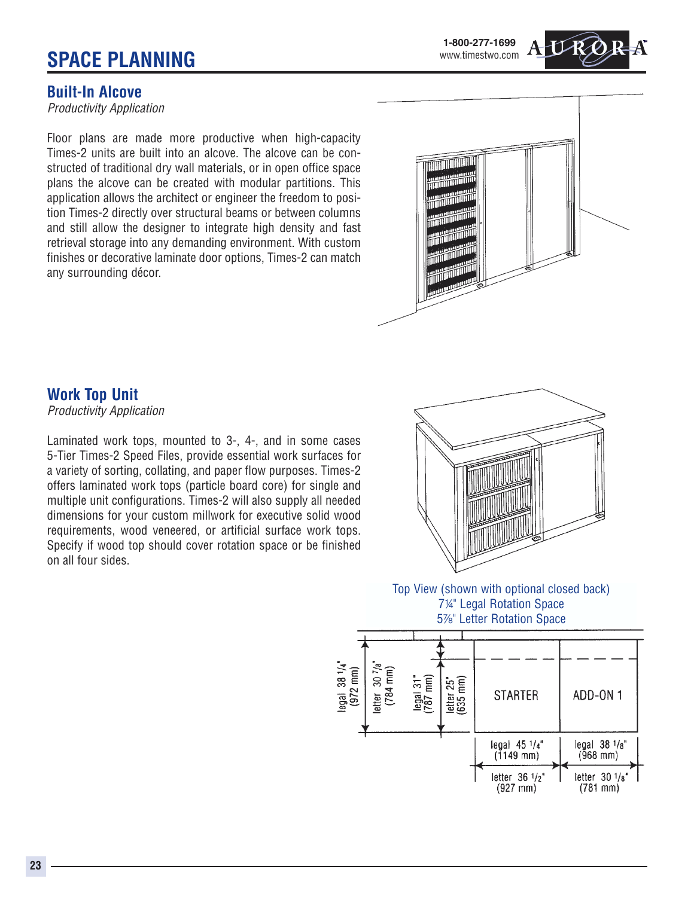# SPACE PLANNING

## Built-In Alcove

*Productivity Application*

Floor plans are made more productive when high-capacity Times-2 units are built into an alcove. The alcove can be constructed of traditional dry wall materials, or in open office space plans the alcove can be created with modular partitions. This application allows the architect or engineer the freedom to position Times-2 directly over structural beams or between columns and still allow the designer to integrate high density and fast retrieval storage into any demanding environment. With custom finishes or decorative laminate door options, Times-2 can match any surrounding décor.

## Work Top Unit

*Productivity Application*

Laminated work tops, mounted to 3-, 4-, and in some cases 5-Tier Times-2 Speed Files, provide essential work surfaces for a variety of sorting, collating, and paper flow purposes. Times-2 offers laminated work tops (particle board core) for single and multiple unit configurations. Times-2 will also supply all needed dimensions for your custom millwork for executive solid wood requirements, wood veneered, or artificial surface work tops. Specify if wood top should cover rotation space or be finished on all four sides.

Top View (shown with optional closed back)
7¼" Legal Rotation Space
5⅞" Letter Rotation Space

legal 38 1/4" (972 mm)
letter 30 7/8" (784 mm)
legal 31" (787 mm)
letter 25" (635 mm)

STARTER — legal 45 1/4" (1149 mm); letter 36 1/2" (927 mm)

ADD-ON 1 — legal 38 1/8" (968 mm); letter 30 1/8" (781 mm)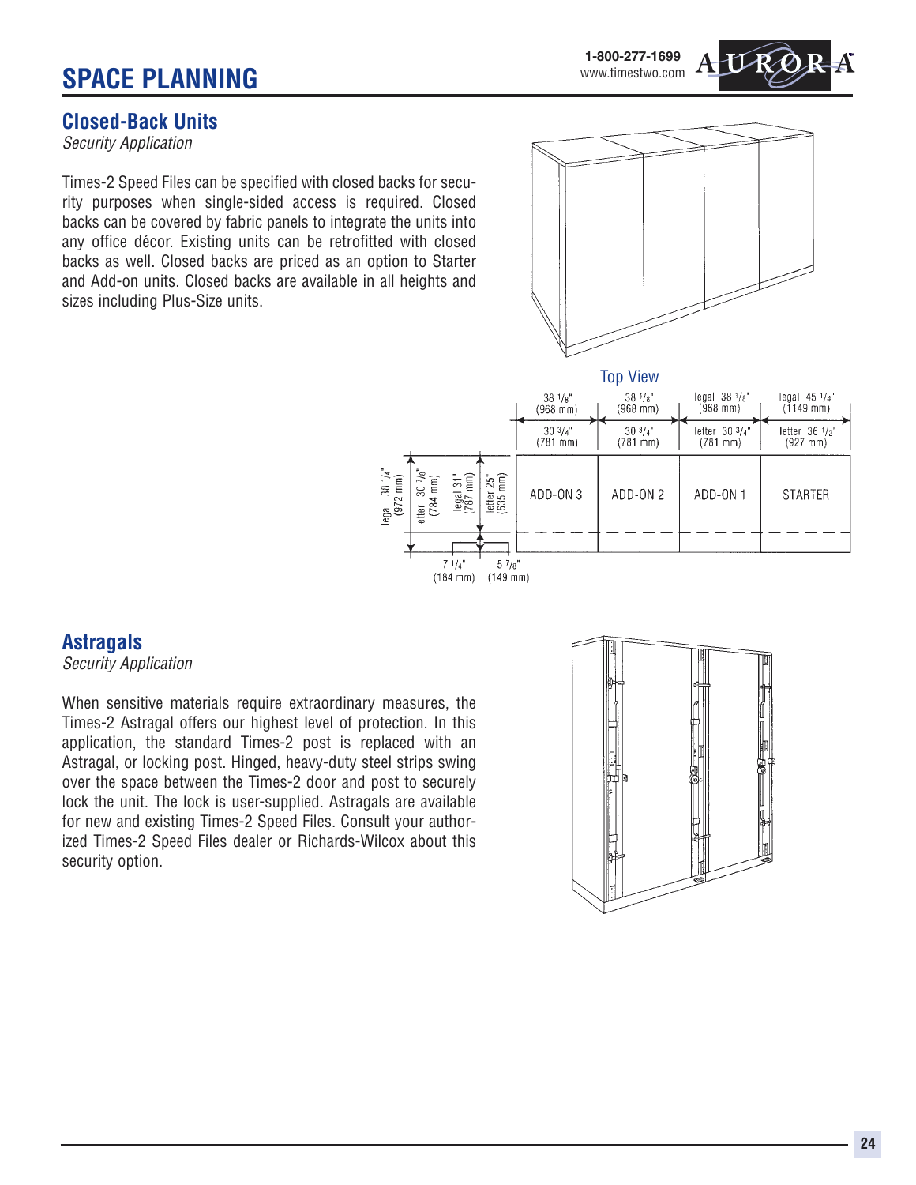# SPACE PLANNING

## Closed-Back Units

*Security Application*

Times-2 Speed Files can be specified with closed backs for security purposes when single-sided access is required. Closed backs can be covered by fabric panels to integrate the units into any office décor. Existing units can be retrofitted with closed backs as well. Closed backs are priced as an option to Starter and Add-on units. Closed backs are available in all heights and sizes including Plus-Size units.

Top View

| | ADD-ON 3 | ADD-ON 2 | ADD-ON 1 | STARTER |
|---|---|---|---|---|
| Width | 38 1/8" (968 mm) | 38 1/8" (968 mm) | legal 38 1/8" (968 mm) | legal 45 1/4" (1149 mm) |
| Width | 30 3/4" (781 mm) | 30 3/4" (781 mm) | letter 30 3/4" (781 mm) | letter 36 1/2" (927 mm) |

Depth: legal 38 1/4" (972 mm); letter 30 7/8" (784 mm); legal 31" (787 mm); letter 25" (635 mm); 7 1/4" (184 mm); 5 7/8" (149 mm)

## Astragals

*Security Application*

When sensitive materials require extraordinary measures, the Times-2 Astragal offers our highest level of protection. In this application, the standard Times-2 post is replaced with an Astragal, or locking post. Hinged, heavy-duty steel strips swing over the space between the Times-2 door and post to securely lock the unit. The lock is user-supplied. Astragals are available for new and existing Times-2 Speed Files. Consult your authorized Times-2 Speed Files dealer or Richards-Wilcox about this security option.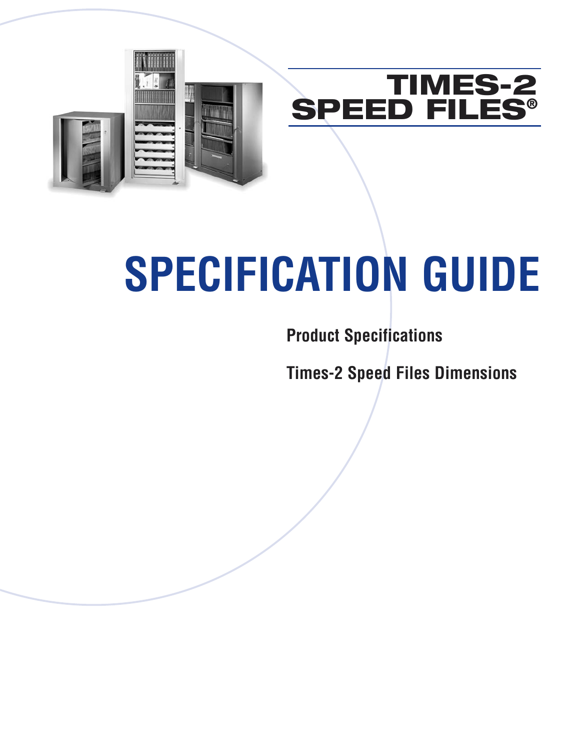# TIMES-2 SPEED FILES®

# SPECIFICATION GUIDE

**Product Specifications**

**Times-2 Speed Files Dimensions**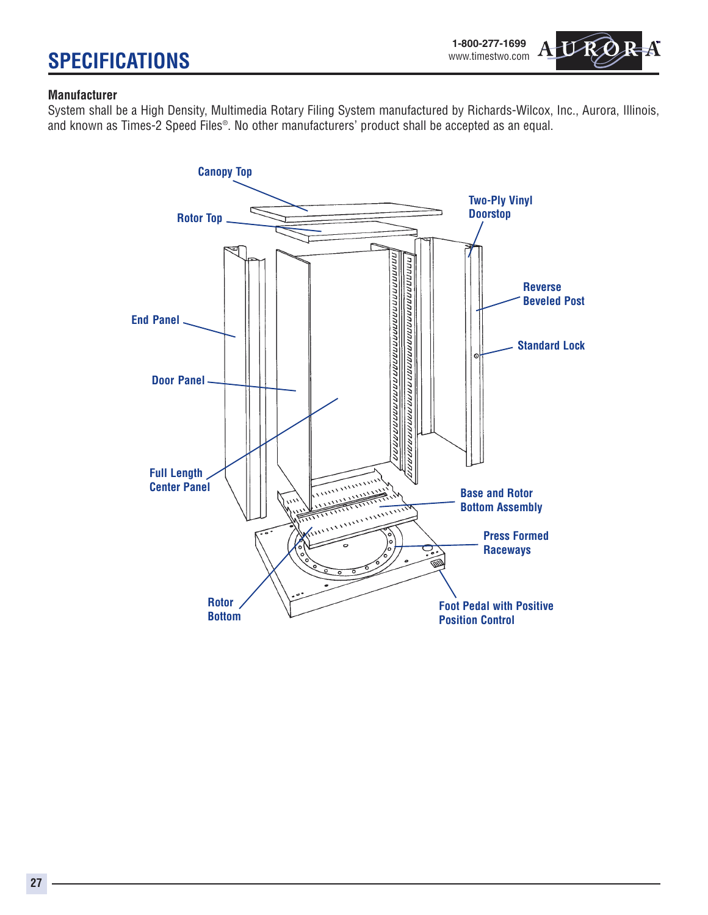# SPECIFICATIONS

**Manufacturer**

System shall be a High Density, Multimedia Rotary Filing System manufactured by Richards-Wilcox, Inc., Aurora, Illinois, and known as Times-2 Speed Files®. No other manufacturers' product shall be accepted as an equal.

Canopy Top

Rotor Top

Two-Ply Vinyl Doorstop

Reverse Beveled Post

End Panel

Standard Lock

Door Panel

Full Length Center Panel

Base and Rotor Bottom Assembly

Press Formed Raceways

Rotor Bottom

Foot Pedal with Positive Position Control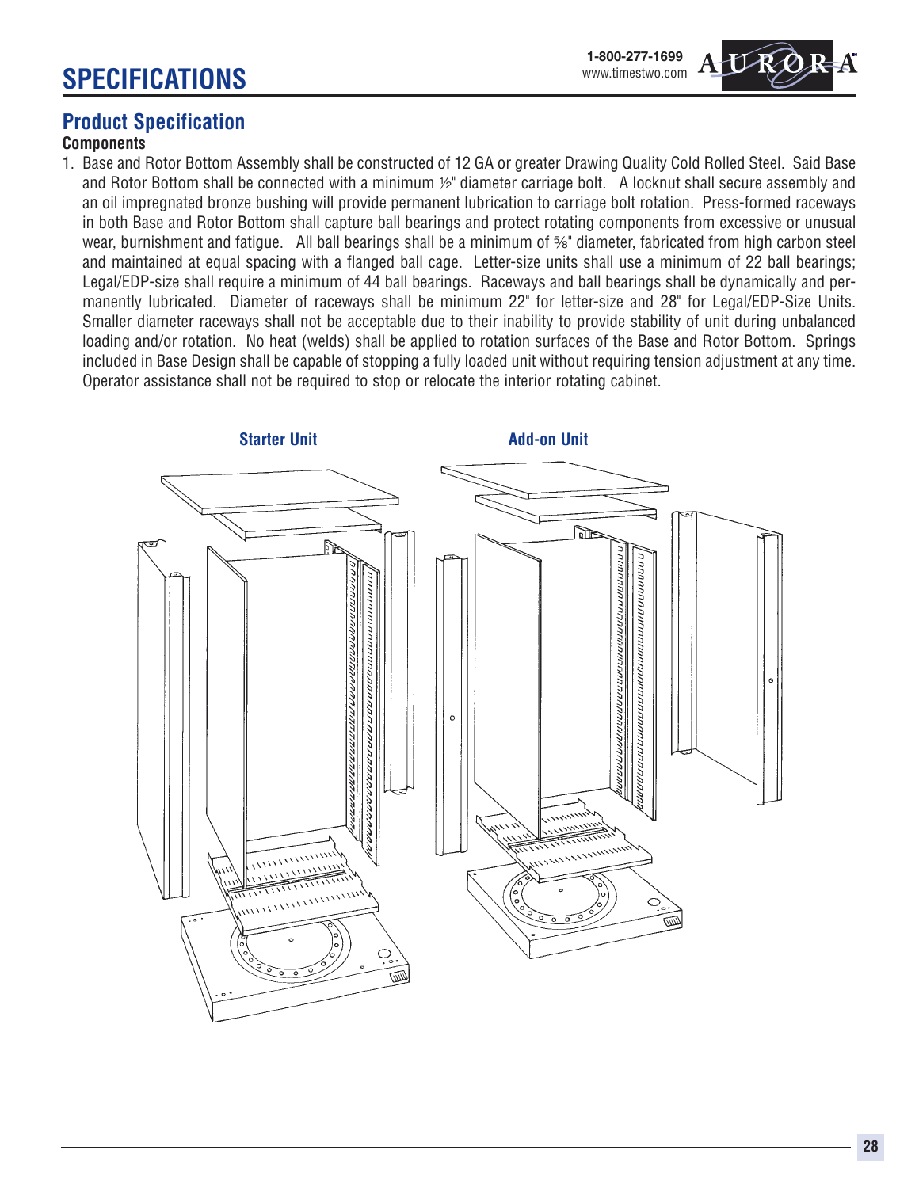# SPECIFICATIONS

## Product Specification

### Components

1. Base and Rotor Bottom Assembly shall be constructed of 12 GA or greater Drawing Quality Cold Rolled Steel. Said Base and Rotor Bottom shall be connected with a minimum ½" diameter carriage bolt. A locknut shall secure assembly and an oil impregnated bronze bushing will provide permanent lubrication to carriage bolt rotation. Press-formed raceways in both Base and Rotor Bottom shall capture ball bearings and protect rotating components from excessive or unusual wear, burnishment and fatigue. All ball bearings shall be a minimum of ⅝" diameter, fabricated from high carbon steel and maintained at equal spacing with a flanged ball cage. Letter-size units shall use a minimum of 22 ball bearings; Legal/EDP-size shall require a minimum of 44 ball bearings. Raceways and ball bearings shall be dynamically and permanently lubricated. Diameter of raceways shall be minimum 22" for letter-size and 28" for Legal/EDP-Size Units. Smaller diameter raceways shall not be acceptable due to their inability to provide stability of unit during unbalanced loading and/or rotation. No heat (welds) shall be applied to rotation surfaces of the Base and Rotor Bottom. Springs included in Base Design shall be capable of stopping a fully loaded unit without requiring tension adjustment at any time. Operator assistance shall not be required to stop or relocate the interior rotating cabinet.

Starter Unit

Add-on Unit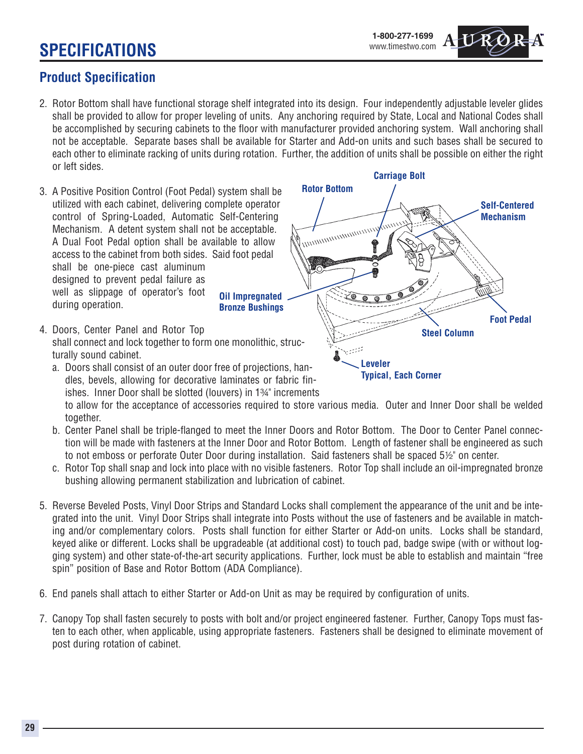# SPECIFICATIONS

## Product Specification

2. Rotor Bottom shall have functional storage shelf integrated into its design. Four independently adjustable leveler glides shall be provided to allow for proper leveling of units. Any anchoring required by State, Local and National Codes shall be accomplished by securing cabinets to the floor with manufacturer provided anchoring system. Wall anchoring shall not be acceptable. Separate bases shall be available for Starter and Add-on units and such bases shall be secured to each other to eliminate racking of units during rotation. Further, the addition of units shall be possible on either the right or left sides.

3. A Positive Position Control (Foot Pedal) system shall be utilized with each cabinet, delivering complete operator control of Spring-Loaded, Automatic Self-Centering Mechanism. A detent system shall not be acceptable. A Dual Foot Pedal option shall be available to allow access to the cabinet from both sides. Said foot pedal shall be one-piece cast aluminum designed to prevent pedal failure as well as slippage of operator's foot during operation.

Carriage Bolt
Rotor Bottom
Self-Centered Mechanism
Oil Impregnated Bronze Bushings
Foot Pedal
Steel Column
Leveler Typical, Each Corner

4. Doors, Center Panel and Rotor Top shall connect and lock together to form one monolithic, structurally sound cabinet.
   a. Doors shall consist of an outer door free of projections, handles, bevels, allowing for decorative laminates or fabric finishes. Inner Door shall be slotted (louvers) in 1¾" increments to allow for the acceptance of accessories required to store various media. Outer and Inner Door shall be welded together.
   b. Center Panel shall be triple-flanged to meet the Inner Doors and Rotor Bottom. The Door to Center Panel connection will be made with fasteners at the Inner Door and Rotor Bottom. Length of fastener shall be engineered as such to not emboss or perforate Outer Door during installation. Said fasteners shall be spaced 5½" on center.
   c. Rotor Top shall snap and lock into place with no visible fasteners. Rotor Top shall include an oil-impregnated bronze bushing allowing permanent stabilization and lubrication of cabinet.

5. Reverse Beveled Posts, Vinyl Door Strips and Standard Locks shall complement the appearance of the unit and be integrated into the unit. Vinyl Door Strips shall integrate into Posts without the use of fasteners and be available in matching and/or complementary colors. Posts shall function for either Starter or Add-on units. Locks shall be standard, keyed alike or different. Locks shall be upgradeable (at additional cost) to touch pad, badge swipe (with or without logging system) and other state-of-the-art security applications. Further, lock must be able to establish and maintain "free spin" position of Base and Rotor Bottom (ADA Compliance).

6. End panels shall attach to either Starter or Add-on Unit as may be required by configuration of units.

7. Canopy Top shall fasten securely to posts with bolt and/or project engineered fastener. Further, Canopy Tops must fasten to each other, when applicable, using appropriate fasteners. Fasteners shall be designed to eliminate movement of post during rotation of cabinet.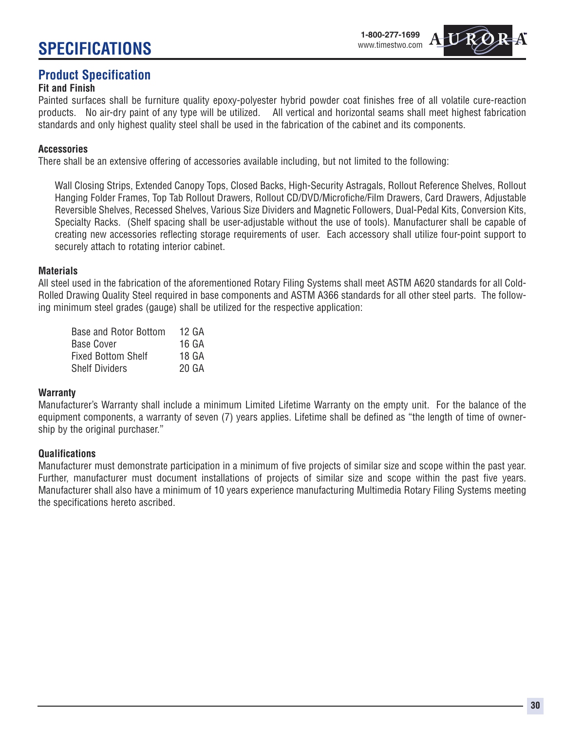# SPECIFICATIONS

## Product Specification

### Fit and Finish

Painted surfaces shall be furniture quality epoxy-polyester hybrid powder coat finishes free of all volatile cure-reaction products. No air-dry paint of any type will be utilized. All vertical and horizontal seams shall meet highest fabrication standards and only highest quality steel shall be used in the fabrication of the cabinet and its components.

### Accessories

There shall be an extensive offering of accessories available including, but not limited to the following:

Wall Closing Strips, Extended Canopy Tops, Closed Backs, High-Security Astragals, Rollout Reference Shelves, Rollout Hanging Folder Frames, Top Tab Rollout Drawers, Rollout CD/DVD/Microfiche/Film Drawers, Card Drawers, Adjustable Reversible Shelves, Recessed Shelves, Various Size Dividers and Magnetic Followers, Dual-Pedal Kits, Conversion Kits, Specialty Racks. (Shelf spacing shall be user-adjustable without the use of tools). Manufacturer shall be capable of creating new accessories reflecting storage requirements of user. Each accessory shall utilize four-point support to securely attach to rotating interior cabinet.

### Materials

All steel used in the fabrication of the aforementioned Rotary Filing Systems shall meet ASTM A620 standards for all Cold-Rolled Drawing Quality Steel required in base components and ASTM A366 standards for all other steel parts. The following minimum steel grades (gauge) shall be utilized for the respective application:

| | |
|---|---|
| Base and Rotor Bottom | 12 GA |
| Base Cover | 16 GA |
| Fixed Bottom Shelf | 18 GA |
| Shelf Dividers | 20 GA |

### Warranty

Manufacturer's Warranty shall include a minimum Limited Lifetime Warranty on the empty unit. For the balance of the equipment components, a warranty of seven (7) years applies. Lifetime shall be defined as "the length of time of ownership by the original purchaser."

### Qualifications

Manufacturer must demonstrate participation in a minimum of five projects of similar size and scope within the past year. Further, manufacturer must document installations of projects of similar size and scope within the past five years. Manufacturer shall also have a minimum of 10 years experience manufacturing Multimedia Rotary Filing Systems meeting the specifications hereto ascribed.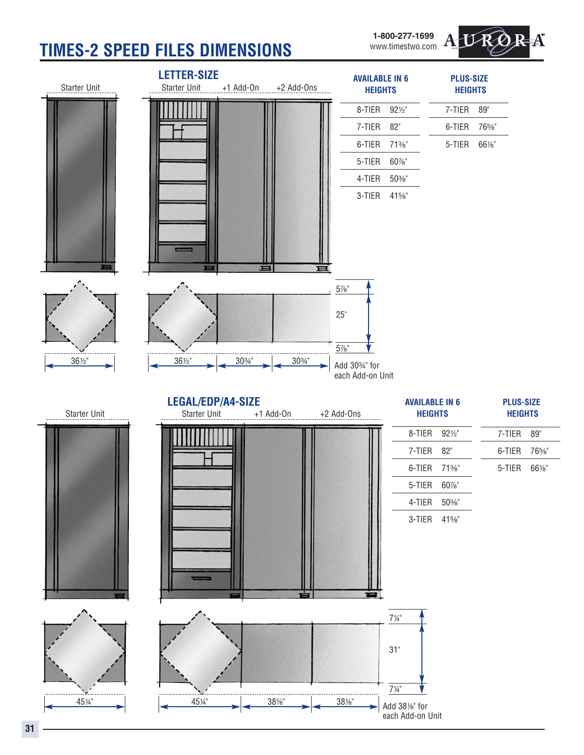# TIMES-2 SPEED FILES DIMENSIONS

1-800-277-1699
www.timestwo.com

## LETTER-SIZE

Starter Unit

Starter Unit | +1 Add-On | +2 Add-Ons

| AVAILABLE IN 6 HEIGHTS | |
|---|---|
| 8-TIER | 92½" |
| 7-TIER | 82" |
| 6-TIER | 71⅜" |
| 5-TIER | 60⅞" |
| 4-TIER | 50⅜" |
| 3-TIER | 41⅝" |

| PLUS-SIZE HEIGHTS | |
|---|---|
| 7-TIER | 89" |
| 6-TIER | 76⅝" |
| 5-TIER | 66⅛" |

5⅞"
25"
5⅞"

36½"

36½" | 30¾" | 30¾"

Add 30¾" for each Add-on Unit

## LEGAL/EDP/A4-SIZE

Starter Unit

Starter Unit | +1 Add-On | +2 Add-Ons

| AVAILABLE IN 6 HEIGHTS | |
|---|---|
| 8-TIER | 92½" |
| 7-TIER | 82" |
| 6-TIER | 71⅜" |
| 5-TIER | 60⅞" |
| 4-TIER | 50⅜" |
| 3-TIER | 41⅝" |

| PLUS-SIZE HEIGHTS | |
|---|---|
| 7-TIER | 89" |
| 6-TIER | 76⅝" |
| 5-TIER | 66⅛" |

7¼"
31"
7¼"

45¼"

45¼" | 38⅛" | 38⅛"

Add 38⅛" for each Add-on Unit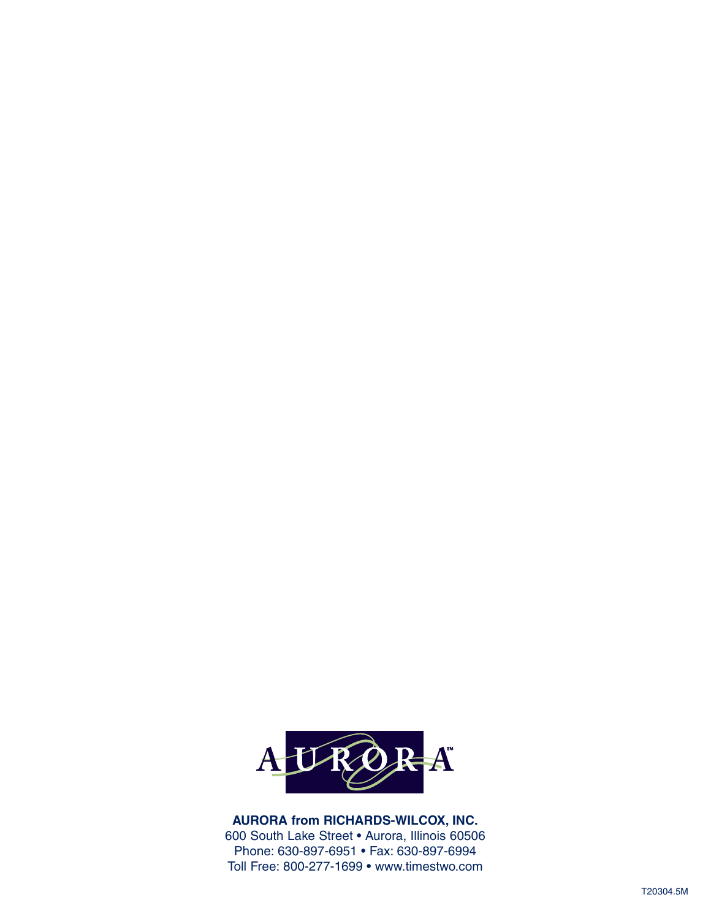AURORA™

**AURORA from RICHARDS-WILCOX, INC.**

600 South Lake Street • Aurora, Illinois 60506

Phone: 630-897-6951 • Fax: 630-897-6994

Toll Free: 800-277-1699 • www.timestwo.com

T20304.5M